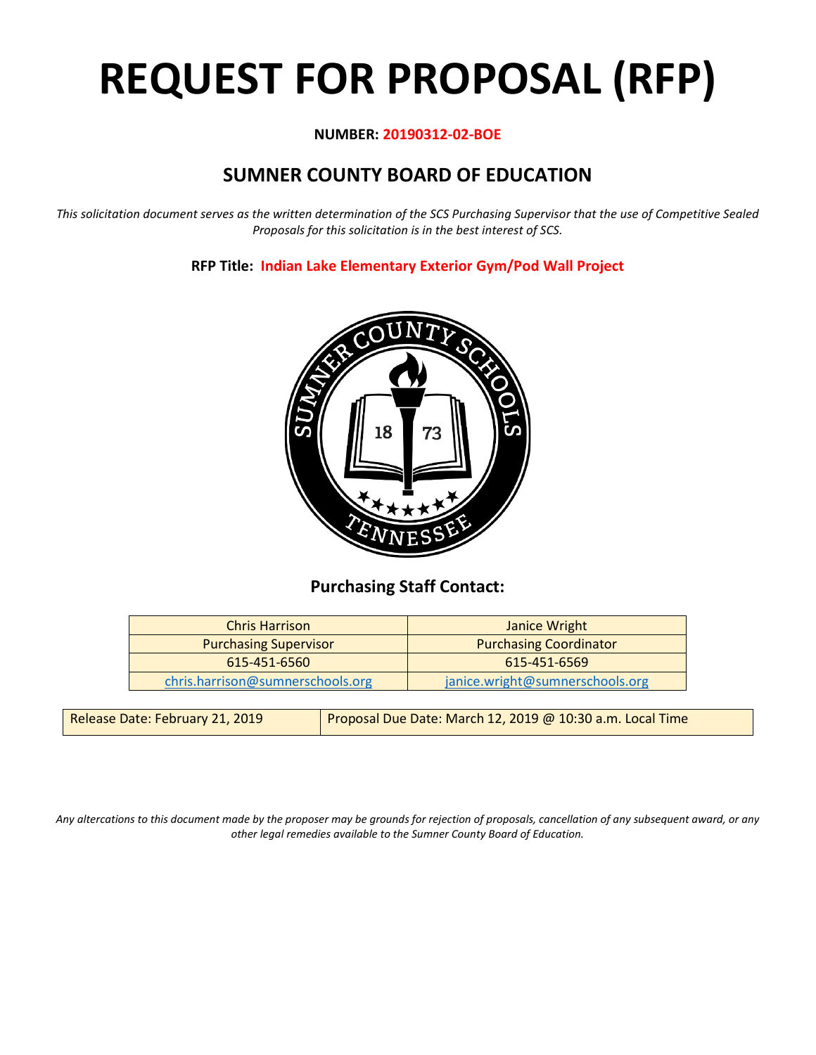# REQUEST FOR PROPOSAL (RFP)

**NUMBER: 20190312-02-BOE**

## SUMNER COUNTY BOARD OF EDUCATION

*This solicitation document serves as the written determination of the SCS Purchasing Supervisor that the use of Competitive Sealed Proposals for this solicitation is in the best interest of SCS.*

**RFP Title: Indian Lake Elementary Exterior Gym/Pod Wall Project**

### Purchasing Staff Contact:

| Chris Harrison | Janice Wright |
|---|---|
| Purchasing Supervisor | Purchasing Coordinator |
| 615-451-6560 | 615-451-6569 |
| chris.harrison@sumnerschools.org | janice.wright@sumnerschools.org |

| Release Date: February 21, 2019 | Proposal Due Date: March 12, 2019 @ 10:30 a.m. Local Time |
|---|---|

*Any altercations to this document made by the proposer may be grounds for rejection of proposals, cancellation of any subsequent award, or any other legal remedies available to the Sumner County Board of Education.*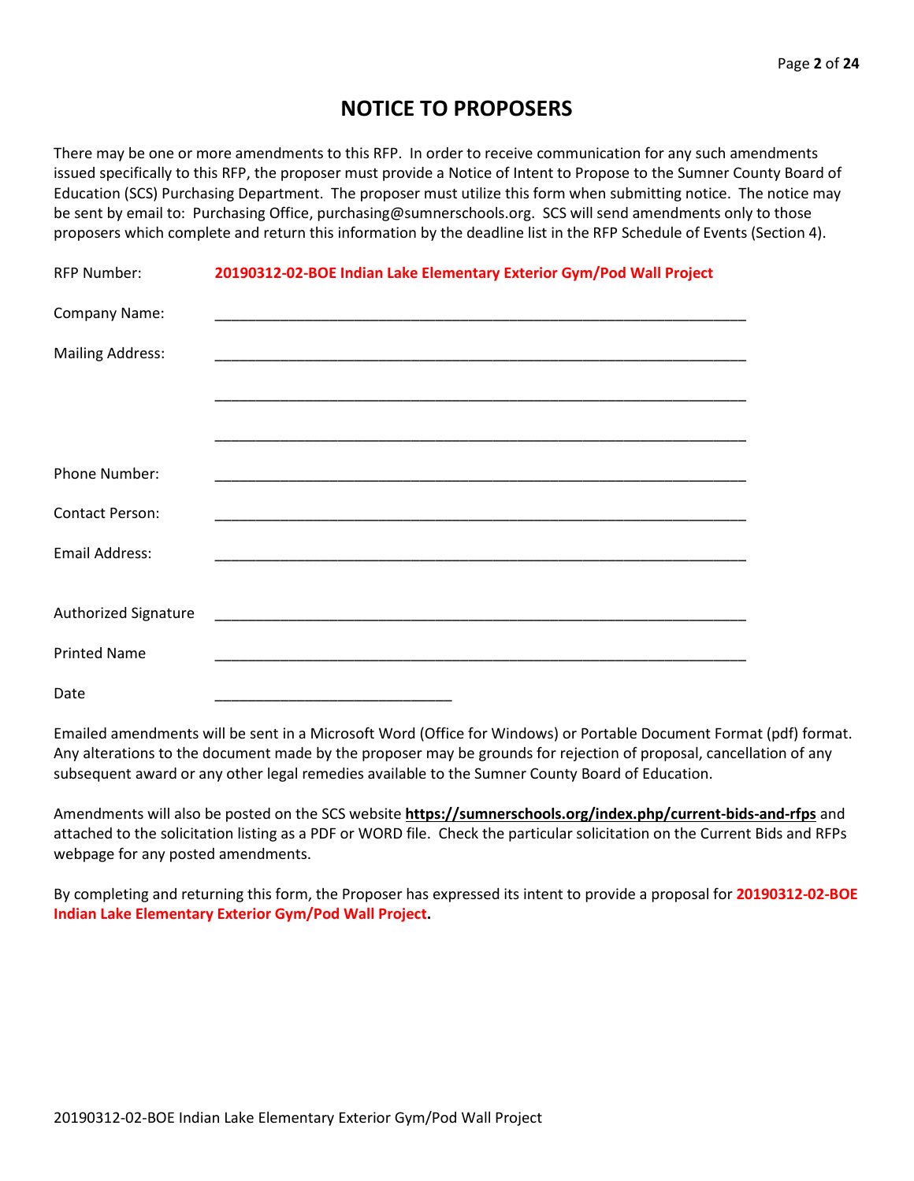# NOTICE TO PROPOSERS

There may be one or more amendments to this RFP. In order to receive communication for any such amendments issued specifically to this RFP, the proposer must provide a Notice of Intent to Propose to the Sumner County Board of Education (SCS) Purchasing Department. The proposer must utilize this form when submitting notice. The notice may be sent by email to: Purchasing Office, purchasing@sumnerschools.org. SCS will send amendments only to those proposers which complete and return this information by the deadline list in the RFP Schedule of Events (Section 4).

RFP Number: **20190312-02-BOE Indian Lake Elementary Exterior Gym/Pod Wall Project**

Company Name: ____________________________________________________________

Mailing Address: ____________________________________________________________

____________________________________________________________

____________________________________________________________

Phone Number: ____________________________________________________________

Contact Person: ____________________________________________________________

Email Address: ____________________________________________________________

Authorized Signature ____________________________________________________________

Printed Name ____________________________________________________________

Date ______________________________

Emailed amendments will be sent in a Microsoft Word (Office for Windows) or Portable Document Format (pdf) format. Any alterations to the document made by the proposer may be grounds for rejection of proposal, cancellation of any subsequent award or any other legal remedies available to the Sumner County Board of Education.

Amendments will also be posted on the SCS website **https://sumnerschools.org/index.php/current-bids-and-rfps** and attached to the solicitation listing as a PDF or WORD file. Check the particular solicitation on the Current Bids and RFPs webpage for any posted amendments.

By completing and returning this form, the Proposer has expressed its intent to provide a proposal for **20190312-02-BOE Indian Lake Elementary Exterior Gym/Pod Wall Project.**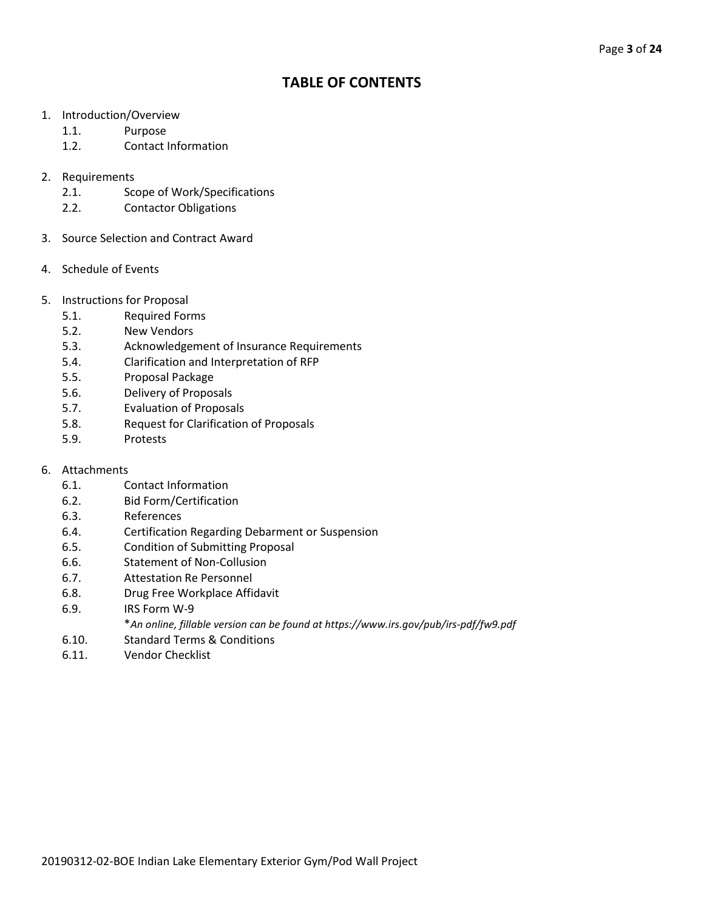# TABLE OF CONTENTS

1. Introduction/Overview
   - 1.1. Purpose
   - 1.2. Contact Information

2. Requirements
   - 2.1. Scope of Work/Specifications
   - 2.2. Contactor Obligations

3. Source Selection and Contract Award

4. Schedule of Events

5. Instructions for Proposal
   - 5.1. Required Forms
   - 5.2. New Vendors
   - 5.3. Acknowledgement of Insurance Requirements
   - 5.4. Clarification and Interpretation of RFP
   - 5.5. Proposal Package
   - 5.6. Delivery of Proposals
   - 5.7. Evaluation of Proposals
   - 5.8. Request for Clarification of Proposals
   - 5.9. Protests

6. Attachments
   - 6.1. Contact Information
   - 6.2. Bid Form/Certification
   - 6.3. References
   - 6.4. Certification Regarding Debarment or Suspension
   - 6.5. Condition of Submitting Proposal
   - 6.6. Statement of Non-Collusion
   - 6.7. Attestation Re Personnel
   - 6.8. Drug Free Workplace Affidavit
   - 6.9. IRS Form W-9
     *An online, fillable version can be found at https://www.irs.gov/pub/irs-pdf/fw9.pdf*
   - 6.10. Standard Terms & Conditions
   - 6.11. Vendor Checklist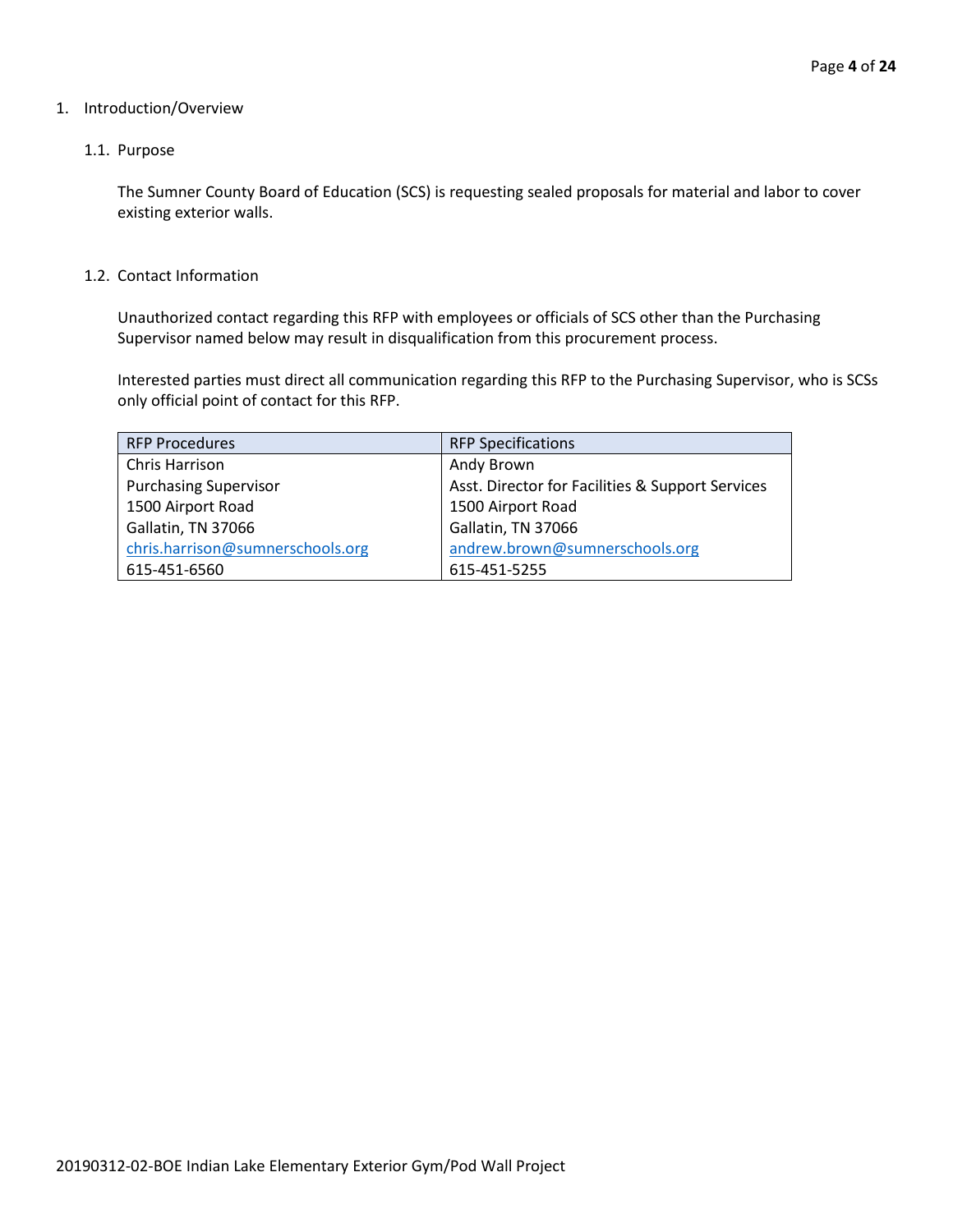# 1. Introduction/Overview

## 1.1. Purpose

The Sumner County Board of Education (SCS) is requesting sealed proposals for material and labor to cover existing exterior walls.

## 1.2. Contact Information

Unauthorized contact regarding this RFP with employees or officials of SCS other than the Purchasing Supervisor named below may result in disqualification from this procurement process.

Interested parties must direct all communication regarding this RFP to the Purchasing Supervisor, who is SCSs only official point of contact for this RFP.

| RFP Procedures | RFP Specifications |
|---|---|
| Chris Harrison | Andy Brown |
| Purchasing Supervisor | Asst. Director for Facilities & Support Services |
| 1500 Airport Road | 1500 Airport Road |
| Gallatin, TN 37066 | Gallatin, TN 37066 |
| chris.harrison@sumnerschools.org | andrew.brown@sumnerschools.org |
| 615-451-6560 | 615-451-5255 |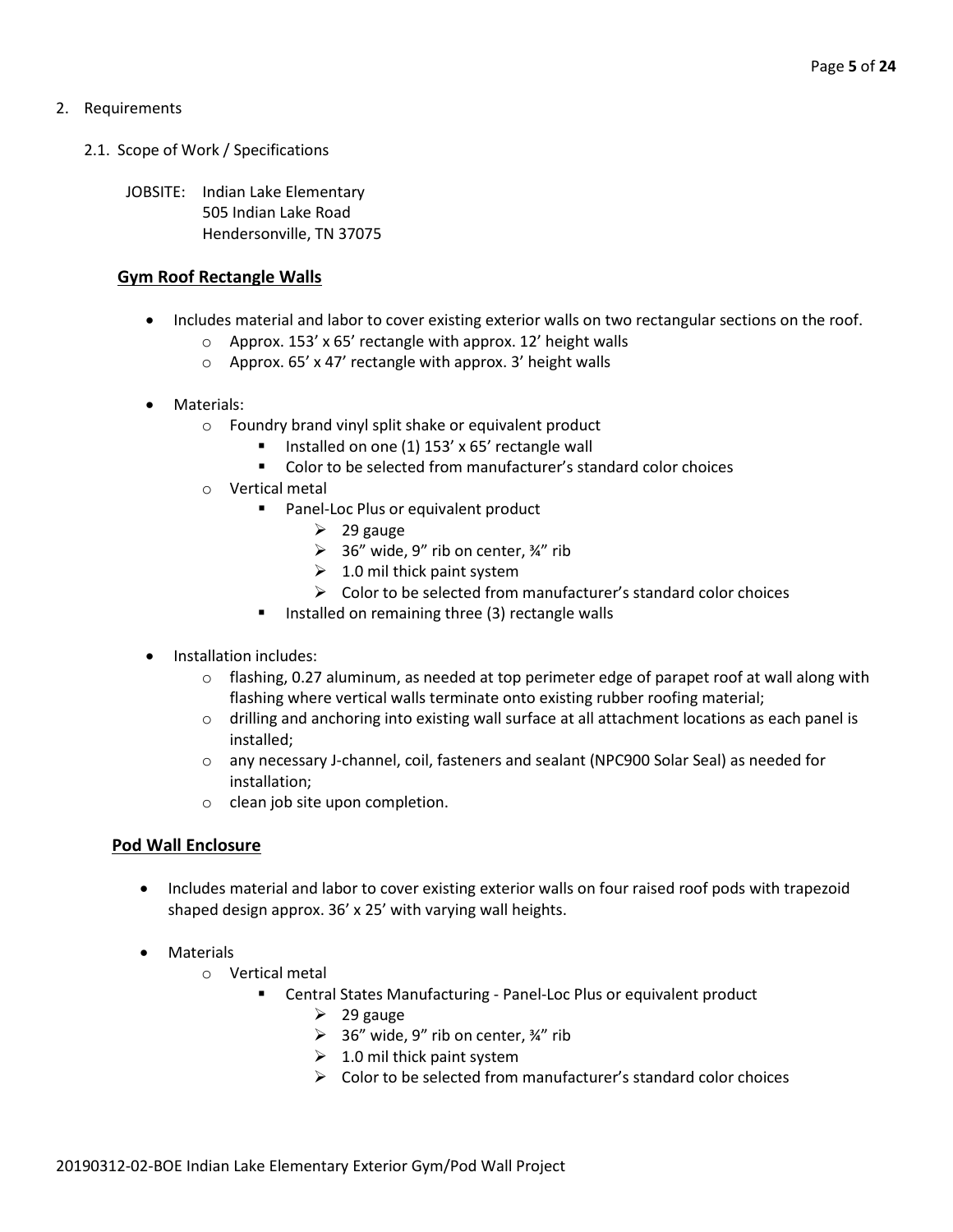2. Requirements

   2.1. Scope of Work / Specifications

JOBSITE: Indian Lake Elementary
505 Indian Lake Road
Hendersonville, TN 37075

**Gym Roof Rectangle Walls**

- Includes material and labor to cover existing exterior walls on two rectangular sections on the roof.
  - Approx. 153' x 65' rectangle with approx. 12' height walls
  - Approx. 65' x 47' rectangle with approx. 3' height walls

- Materials:
  - Foundry brand vinyl split shake or equivalent product
    - Installed on one (1) 153' x 65' rectangle wall
    - Color to be selected from manufacturer's standard color choices
  - Vertical metal
    - Panel-Loc Plus or equivalent product
      - 29 gauge
      - 36" wide, 9" rib on center, ¾" rib
      - 1.0 mil thick paint system
      - Color to be selected from manufacturer's standard color choices
    - Installed on remaining three (3) rectangle walls

- Installation includes:
  - flashing, 0.27 aluminum, as needed at top perimeter edge of parapet roof at wall along with flashing where vertical walls terminate onto existing rubber roofing material;
  - drilling and anchoring into existing wall surface at all attachment locations as each panel is installed;
  - any necessary J-channel, coil, fasteners and sealant (NPC900 Solar Seal) as needed for installation;
  - clean job site upon completion.

**Pod Wall Enclosure**

- Includes material and labor to cover existing exterior walls on four raised roof pods with trapezoid shaped design approx. 36' x 25' with varying wall heights.

- Materials
  - Vertical metal
    - Central States Manufacturing - Panel-Loc Plus or equivalent product
      - 29 gauge
      - 36" wide, 9" rib on center, ¾" rib
      - 1.0 mil thick paint system
      - Color to be selected from manufacturer's standard color choices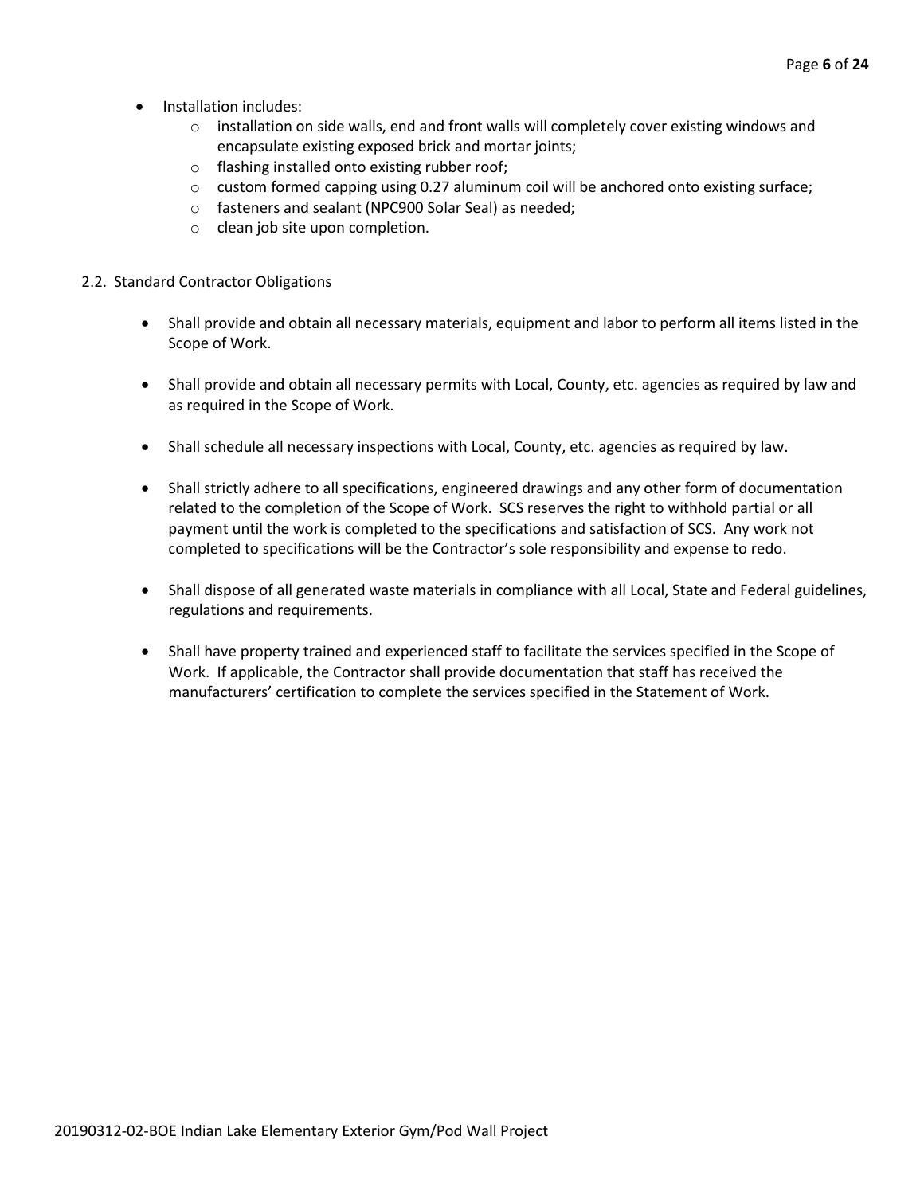- Installation includes:
  - installation on side walls, end and front walls will completely cover existing windows and encapsulate existing exposed brick and mortar joints;
  - flashing installed onto existing rubber roof;
  - custom formed capping using 0.27 aluminum coil will be anchored onto existing surface;
  - fasteners and sealant (NPC900 Solar Seal) as needed;
  - clean job site upon completion.

2.2. Standard Contractor Obligations

- Shall provide and obtain all necessary materials, equipment and labor to perform all items listed in the Scope of Work.

- Shall provide and obtain all necessary permits with Local, County, etc. agencies as required by law and as required in the Scope of Work.

- Shall schedule all necessary inspections with Local, County, etc. agencies as required by law.

- Shall strictly adhere to all specifications, engineered drawings and any other form of documentation related to the completion of the Scope of Work. SCS reserves the right to withhold partial or all payment until the work is completed to the specifications and satisfaction of SCS. Any work not completed to specifications will be the Contractor's sole responsibility and expense to redo.

- Shall dispose of all generated waste materials in compliance with all Local, State and Federal guidelines, regulations and requirements.

- Shall have property trained and experienced staff to facilitate the services specified in the Scope of Work. If applicable, the Contractor shall provide documentation that staff has received the manufacturers' certification to complete the services specified in the Statement of Work.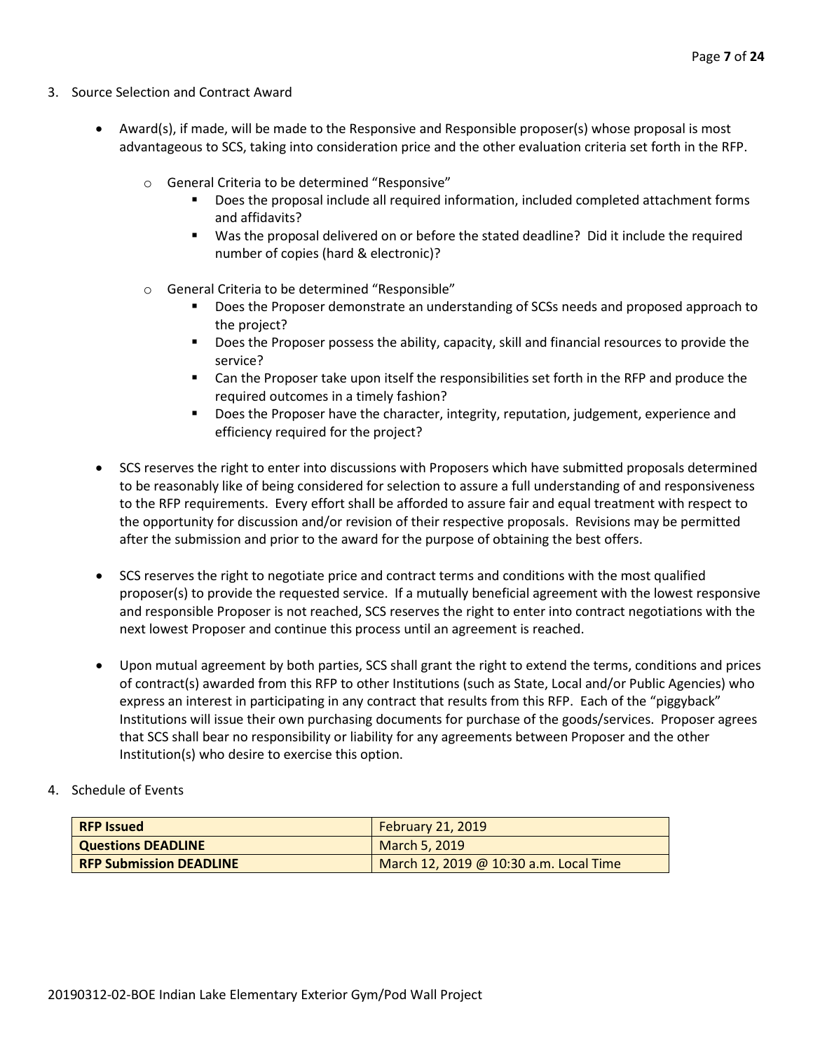3. Source Selection and Contract Award

   - Award(s), if made, will be made to the Responsive and Responsible proposer(s) whose proposal is most advantageous to SCS, taking into consideration price and the other evaluation criteria set forth in the RFP.
     - General Criteria to be determined "Responsive"
       - Does the proposal include all required information, included completed attachment forms and affidavits?
       - Was the proposal delivered on or before the stated deadline? Did it include the required number of copies (hard & electronic)?
     - General Criteria to be determined "Responsible"
       - Does the Proposer demonstrate an understanding of SCSs needs and proposed approach to the project?
       - Does the Proposer possess the ability, capacity, skill and financial resources to provide the service?
       - Can the Proposer take upon itself the responsibilities set forth in the RFP and produce the required outcomes in a timely fashion?
       - Does the Proposer have the character, integrity, reputation, judgement, experience and efficiency required for the project?
   - SCS reserves the right to enter into discussions with Proposers which have submitted proposals determined to be reasonably like of being considered for selection to assure a full understanding of and responsiveness to the RFP requirements. Every effort shall be afforded to assure fair and equal treatment with respect to the opportunity for discussion and/or revision of their respective proposals. Revisions may be permitted after the submission and prior to the award for the purpose of obtaining the best offers.
   - SCS reserves the right to negotiate price and contract terms and conditions with the most qualified proposer(s) to provide the requested service. If a mutually beneficial agreement with the lowest responsive and responsible Proposer is not reached, SCS reserves the right to enter into contract negotiations with the next lowest Proposer and continue this process until an agreement is reached.
   - Upon mutual agreement by both parties, SCS shall grant the right to extend the terms, conditions and prices of contract(s) awarded from this RFP to other Institutions (such as State, Local and/or Public Agencies) who express an interest in participating in any contract that results from this RFP. Each of the "piggyback" Institutions will issue their own purchasing documents for purchase of the goods/services. Proposer agrees that SCS shall bear no responsibility or liability for any agreements between Proposer and the other Institution(s) who desire to exercise this option.

4. Schedule of Events

| **RFP Issued** | February 21, 2019 |
|---|---|
| **Questions DEADLINE** | March 5, 2019 |
| **RFP Submission DEADLINE** | March 12, 2019 @ 10:30 a.m. Local Time |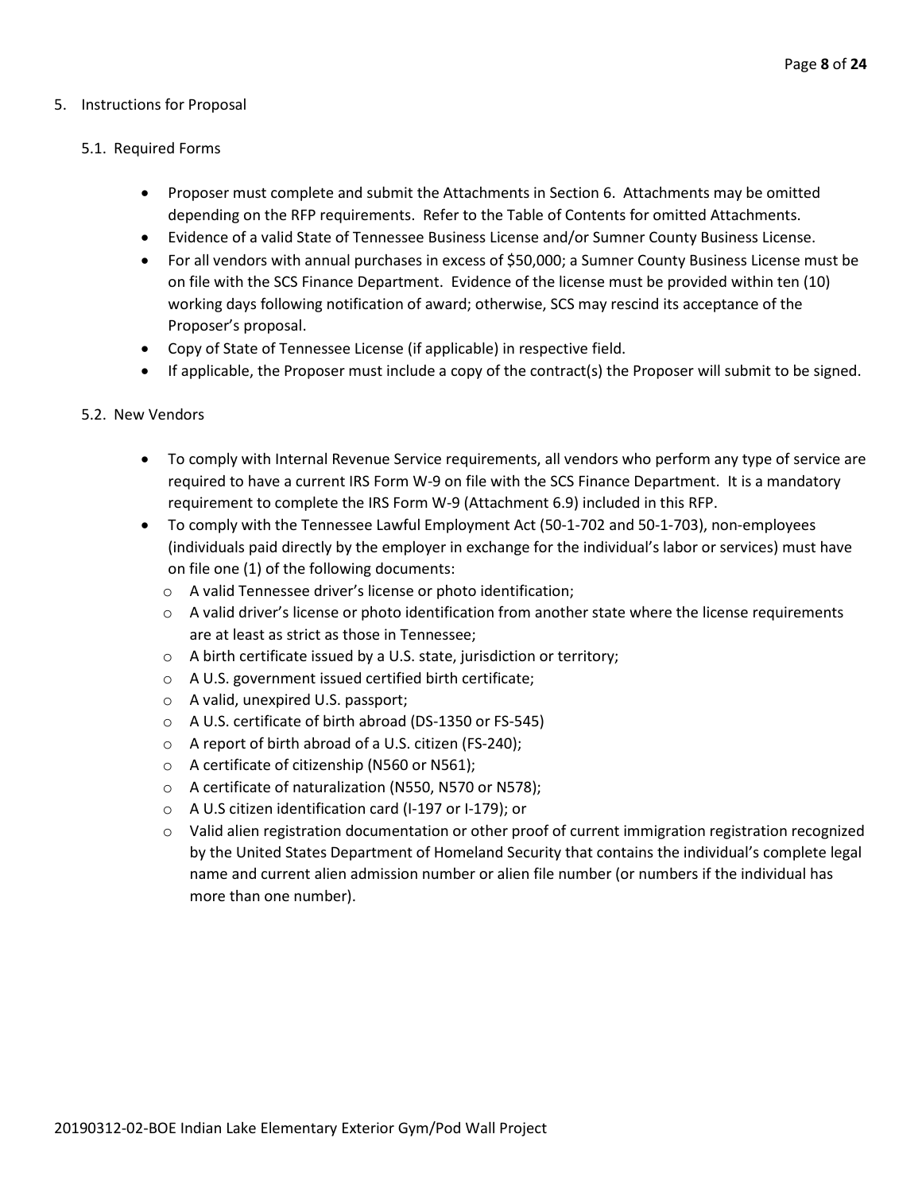5. Instructions for Proposal

5.1. Required Forms

- Proposer must complete and submit the Attachments in Section 6. Attachments may be omitted depending on the RFP requirements. Refer to the Table of Contents for omitted Attachments.
- Evidence of a valid State of Tennessee Business License and/or Sumner County Business License.
- For all vendors with annual purchases in excess of $50,000; a Sumner County Business License must be on file with the SCS Finance Department. Evidence of the license must be provided within ten (10) working days following notification of award; otherwise, SCS may rescind its acceptance of the Proposer's proposal.
- Copy of State of Tennessee License (if applicable) in respective field.
- If applicable, the Proposer must include a copy of the contract(s) the Proposer will submit to be signed.

5.2. New Vendors

- To comply with Internal Revenue Service requirements, all vendors who perform any type of service are required to have a current IRS Form W-9 on file with the SCS Finance Department. It is a mandatory requirement to complete the IRS Form W-9 (Attachment 6.9) included in this RFP.
- To comply with the Tennessee Lawful Employment Act (50-1-702 and 50-1-703), non-employees (individuals paid directly by the employer in exchange for the individual's labor or services) must have on file one (1) of the following documents:
  - A valid Tennessee driver's license or photo identification;
  - A valid driver's license or photo identification from another state where the license requirements are at least as strict as those in Tennessee;
  - A birth certificate issued by a U.S. state, jurisdiction or territory;
  - A U.S. government issued certified birth certificate;
  - A valid, unexpired U.S. passport;
  - A U.S. certificate of birth abroad (DS-1350 or FS-545)
  - A report of birth abroad of a U.S. citizen (FS-240);
  - A certificate of citizenship (N560 or N561);
  - A certificate of naturalization (N550, N570 or N578);
  - A U.S citizen identification card (I-197 or I-179); or
  - Valid alien registration documentation or other proof of current immigration registration recognized by the United States Department of Homeland Security that contains the individual's complete legal name and current alien admission number or alien file number (or numbers if the individual has more than one number).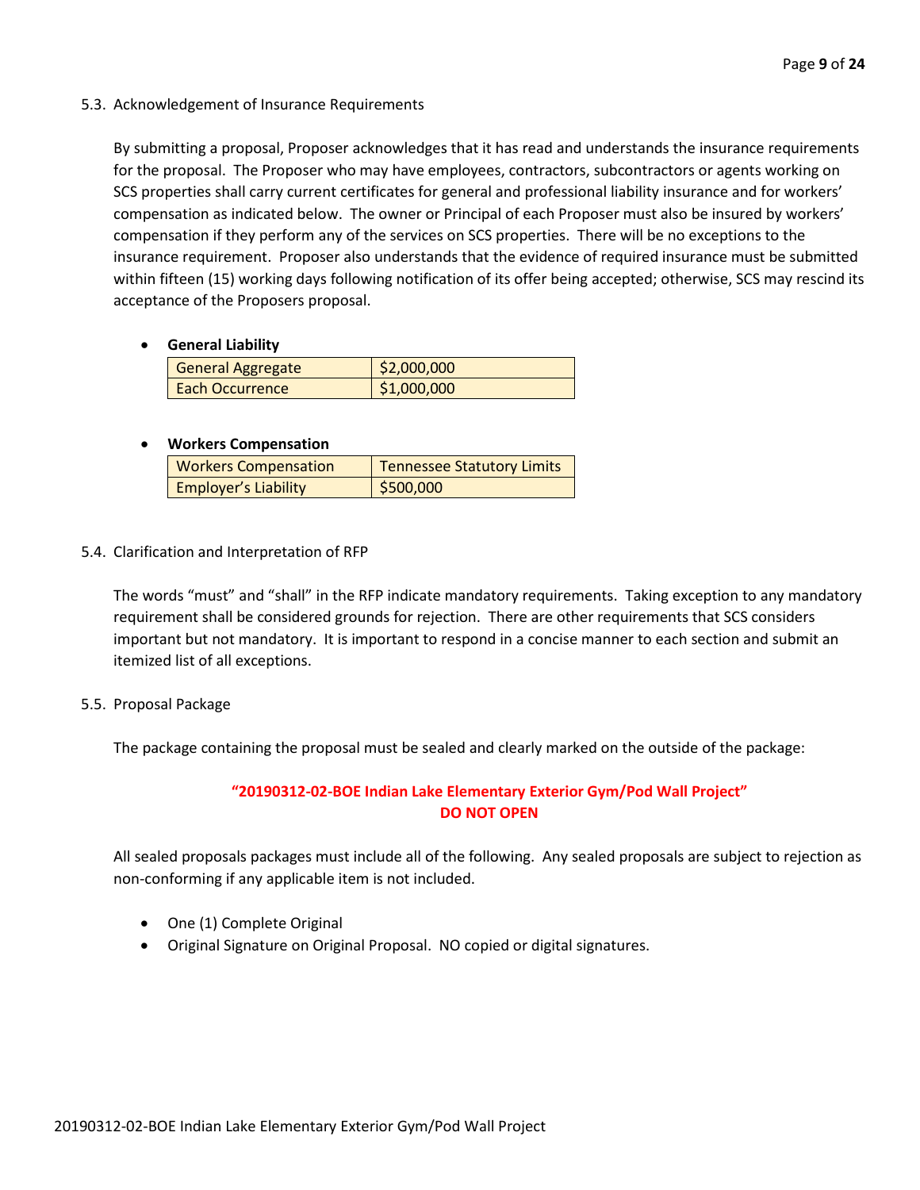### 5.3. Acknowledgement of Insurance Requirements

By submitting a proposal, Proposer acknowledges that it has read and understands the insurance requirements for the proposal. The Proposer who may have employees, contractors, subcontractors or agents working on SCS properties shall carry current certificates for general and professional liability insurance and for workers' compensation as indicated below. The owner or Principal of each Proposer must also be insured by workers' compensation if they perform any of the services on SCS properties. There will be no exceptions to the insurance requirement. Proposer also understands that the evidence of required insurance must be submitted within fifteen (15) working days following notification of its offer being accepted; otherwise, SCS may rescind its acceptance of the Proposers proposal.

- **General Liability**

| | |
|---|---|
| General Aggregate | $2,000,000 |
| Each Occurrence | $1,000,000 |

- **Workers Compensation**

| | |
|---|---|
| Workers Compensation | Tennessee Statutory Limits |
| Employer's Liability | $500,000 |

### 5.4. Clarification and Interpretation of RFP

The words "must" and "shall" in the RFP indicate mandatory requirements. Taking exception to any mandatory requirement shall be considered grounds for rejection. There are other requirements that SCS considers important but not mandatory. It is important to respond in a concise manner to each section and submit an itemized list of all exceptions.

### 5.5. Proposal Package

The package containing the proposal must be sealed and clearly marked on the outside of the package:

**"20190312-02-BOE Indian Lake Elementary Exterior Gym/Pod Wall Project"**
**DO NOT OPEN**

All sealed proposals packages must include all of the following. Any sealed proposals are subject to rejection as non-conforming if any applicable item is not included.

- One (1) Complete Original
- Original Signature on Original Proposal. NO copied or digital signatures.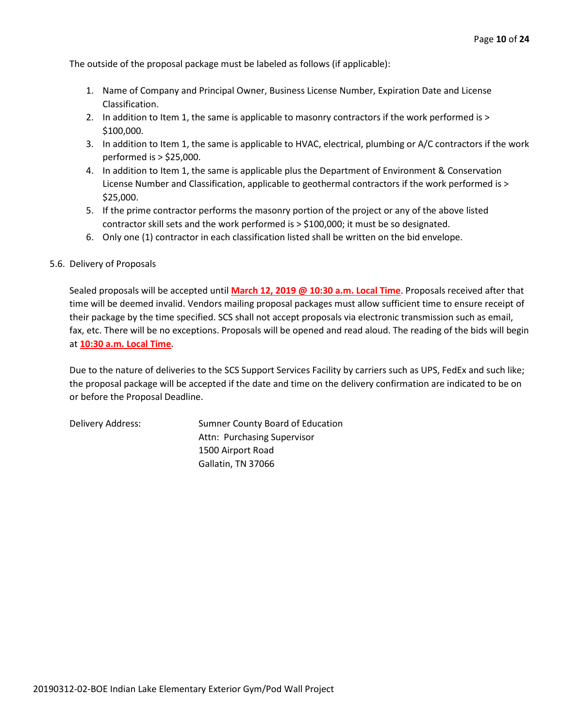The outside of the proposal package must be labeled as follows (if applicable):

1. Name of Company and Principal Owner, Business License Number, Expiration Date and License Classification.
2. In addition to Item 1, the same is applicable to masonry contractors if the work performed is > $100,000.
3. In addition to Item 1, the same is applicable to HVAC, electrical, plumbing or A/C contractors if the work performed is > $25,000.
4. In addition to Item 1, the same is applicable plus the Department of Environment & Conservation License Number and Classification, applicable to geothermal contractors if the work performed is > $25,000.
5. If the prime contractor performs the masonry portion of the project or any of the above listed contractor skill sets and the work performed is > $100,000; it must be so designated.
6. Only one (1) contractor in each classification listed shall be written on the bid envelope.

5.6. Delivery of Proposals

Sealed proposals will be accepted until **March 12, 2019 @ 10:30 a.m. Local Time**. Proposals received after that time will be deemed invalid. Vendors mailing proposal packages must allow sufficient time to ensure receipt of their package by the time specified. SCS shall not accept proposals via electronic transmission such as email, fax, etc. There will be no exceptions. Proposals will be opened and read aloud. The reading of the bids will begin at **10:30 a.m. Local Time**.

Due to the nature of deliveries to the SCS Support Services Facility by carriers such as UPS, FedEx and such like; the proposal package will be accepted if the date and time on the delivery confirmation are indicated to be on or before the Proposal Deadline.

Delivery Address:

Sumner County Board of Education
Attn: Purchasing Supervisor
1500 Airport Road
Gallatin, TN 37066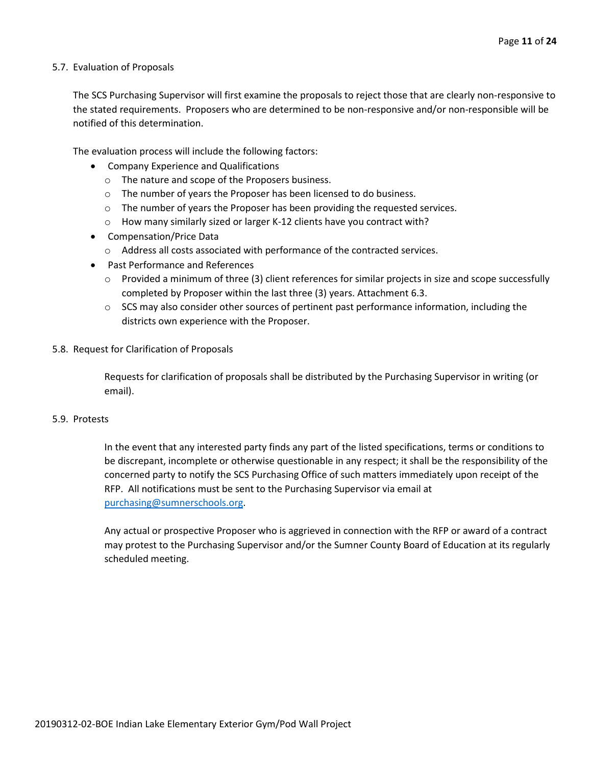## 5.7. Evaluation of Proposals

The SCS Purchasing Supervisor will first examine the proposals to reject those that are clearly non-responsive to the stated requirements. Proposers who are determined to be non-responsive and/or non-responsible will be notified of this determination.

The evaluation process will include the following factors:

- Company Experience and Qualifications
  - The nature and scope of the Proposers business.
  - The number of years the Proposer has been licensed to do business.
  - The number of years the Proposer has been providing the requested services.
  - How many similarly sized or larger K-12 clients have you contract with?
- Compensation/Price Data
  - Address all costs associated with performance of the contracted services.
- Past Performance and References
  - Provided a minimum of three (3) client references for similar projects in size and scope successfully completed by Proposer within the last three (3) years. Attachment 6.3.
  - SCS may also consider other sources of pertinent past performance information, including the districts own experience with the Proposer.

## 5.8. Request for Clarification of Proposals

Requests for clarification of proposals shall be distributed by the Purchasing Supervisor in writing (or email).

## 5.9. Protests

In the event that any interested party finds any part of the listed specifications, terms or conditions to be discrepant, incomplete or otherwise questionable in any respect; it shall be the responsibility of the concerned party to notify the SCS Purchasing Office of such matters immediately upon receipt of the RFP. All notifications must be sent to the Purchasing Supervisor via email at [purchasing@sumnerschools.org](mailto:purchasing@sumnerschools.org).

Any actual or prospective Proposer who is aggrieved in connection with the RFP or award of a contract may protest to the Purchasing Supervisor and/or the Sumner County Board of Education at its regularly scheduled meeting.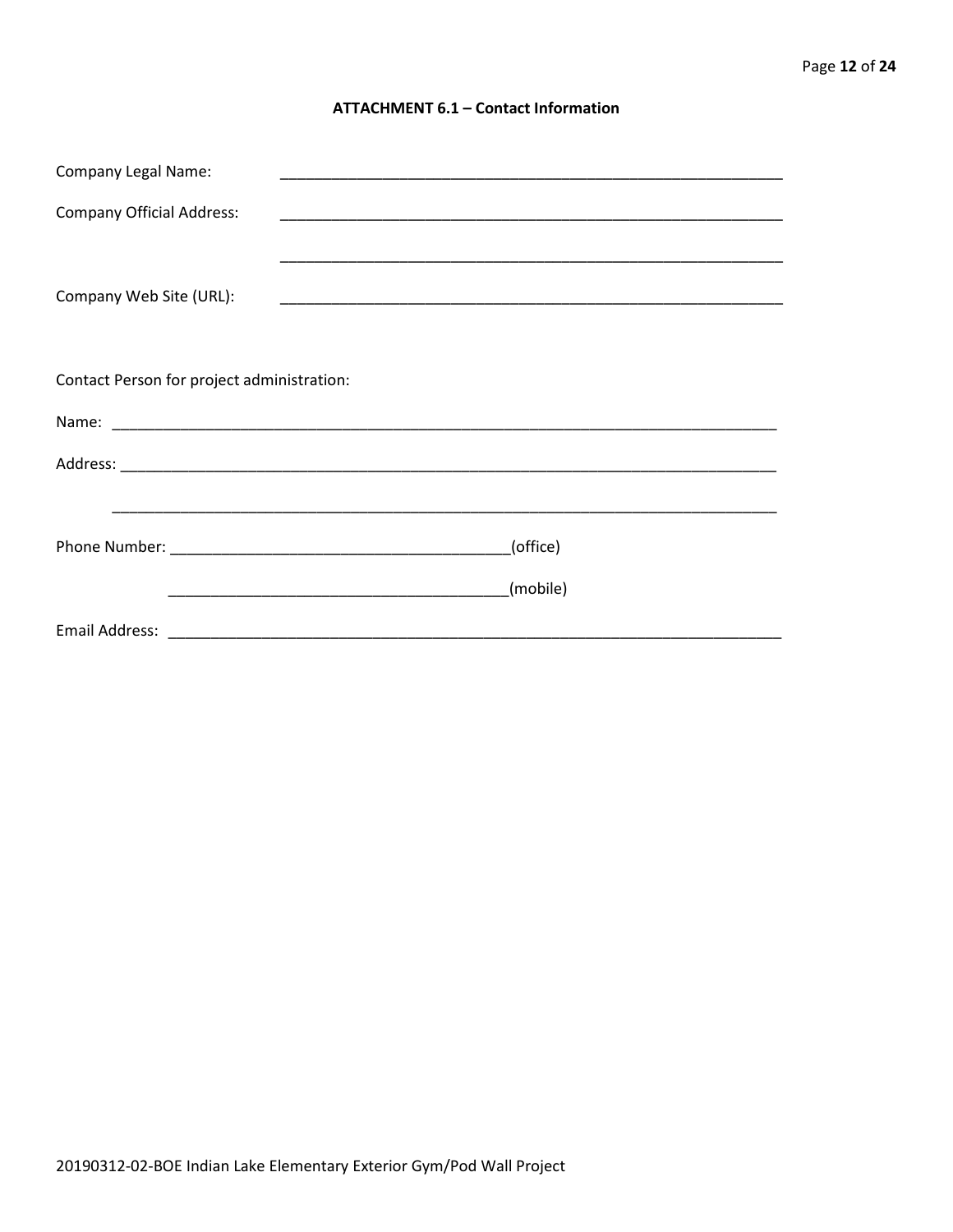## ATTACHMENT 6.1 – Contact Information

Company Legal Name: ____________________________________________________________

Company Official Address: ____________________________________________________________

____________________________________________________________

Company Web Site (URL): ____________________________________________________________

Contact Person for project administration:

Name: ________________________________________________________________________________

Address: ______________________________________________________________________________

________________________________________________________________________________

Phone Number: _______________________________________(office)

_______________________________________(mobile)

Email Address: ___________________________________________________________________________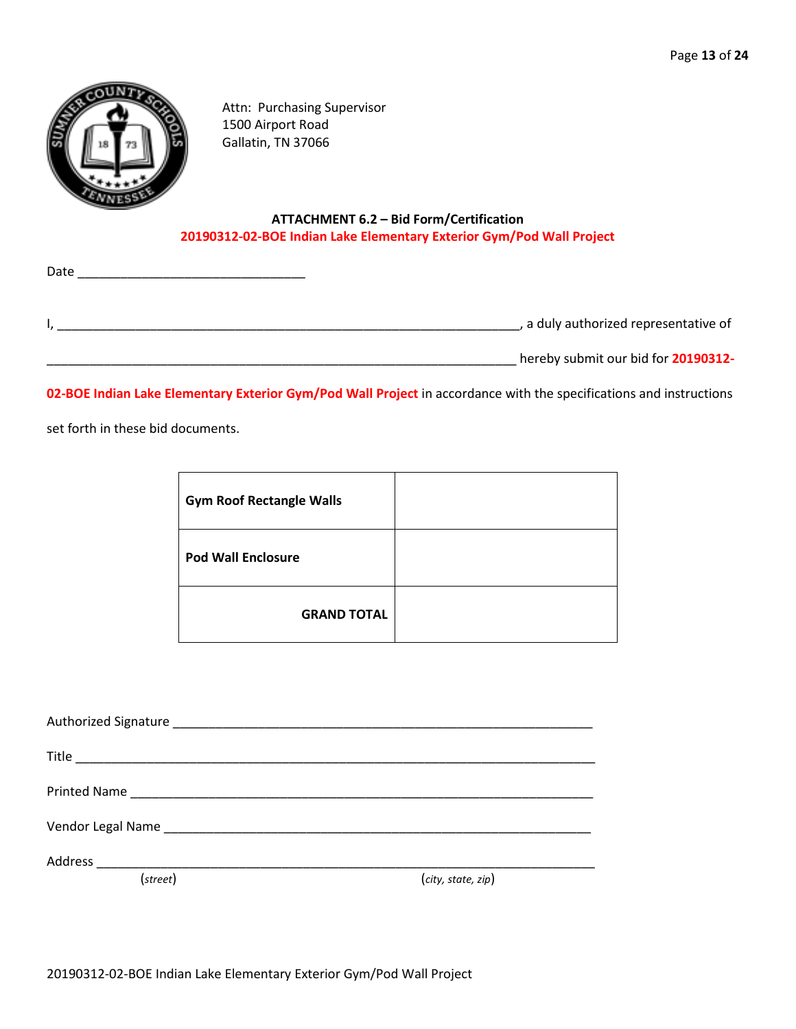Attn: Purchasing Supervisor
1500 Airport Road
Gallatin, TN 37066

**ATTACHMENT 6.2 – Bid Form/Certification**

**20190312-02-BOE Indian Lake Elementary Exterior Gym/Pod Wall Project**

Date ________________________________

I, __________________________________________________________________, a duly authorized representative of

__________________________________________________________________ hereby submit our bid for **20190312-02-BOE Indian Lake Elementary Exterior Gym/Pod Wall Project** in accordance with the specifications and instructions set forth in these bid documents.

| | |
|---|---|
| **Gym Roof Rectangle Walls** | |
| **Pod Wall Enclosure** | |
| **GRAND TOTAL** | |

Authorized Signature ___________________________________________________________

Title ___________________________________________________________________________

Printed Name ____________________________________________________________________

Vendor Legal Name _______________________________________________________________

Address _________________________________________________________________________
(*street*) (*city, state, zip*)

20190312-02-BOE Indian Lake Elementary Exterior Gym/Pod Wall Project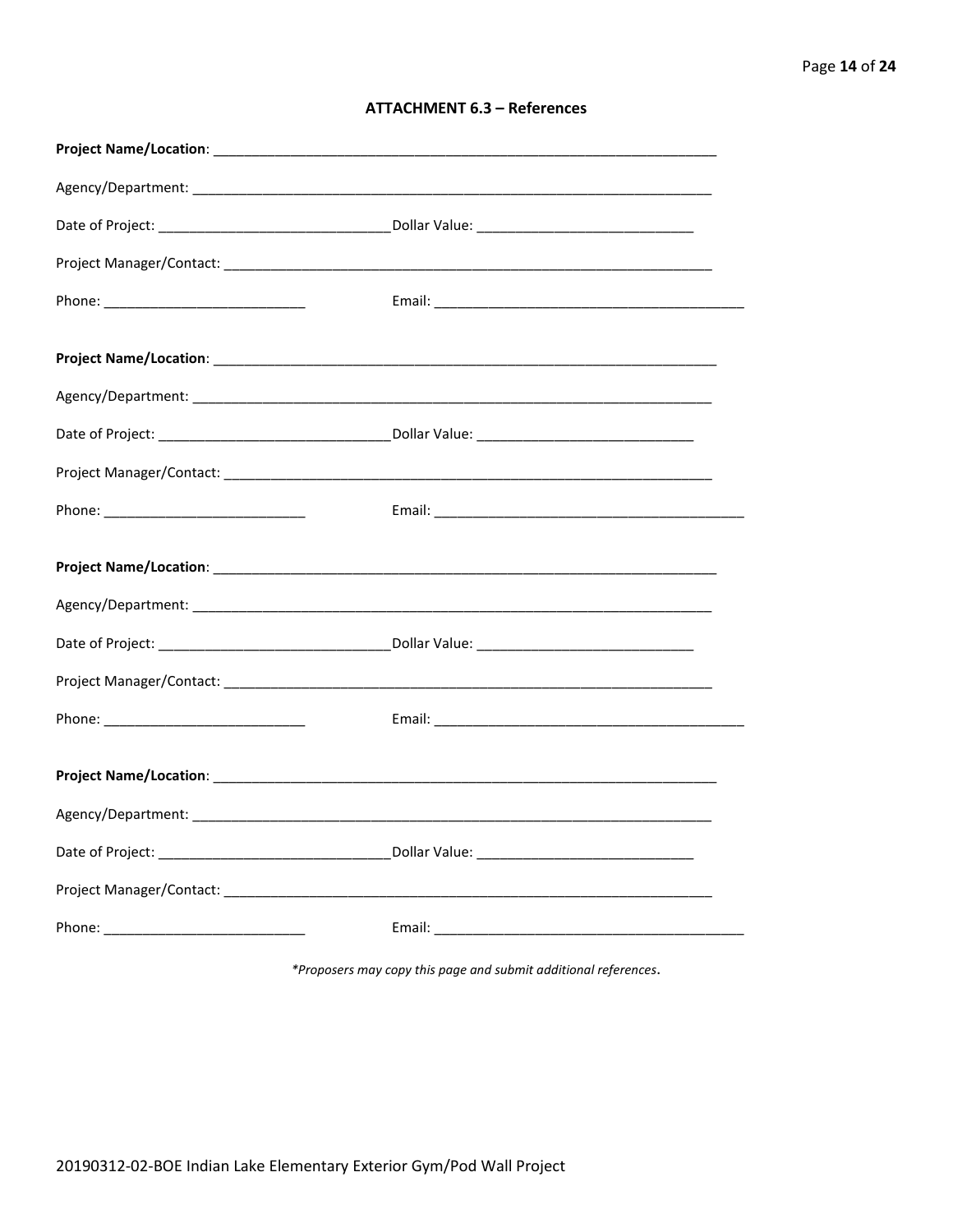## ATTACHMENT 6.3 – References

**Project Name/Location**: ____________________________________________________________________

Agency/Department: ____________________________________________________________________

Date of Project: ______________________________Dollar Value: ____________________________

Project Manager/Contact: ______________________________________________________________

Phone: __________________________ Email: ________________________________________

**Project Name/Location**: ____________________________________________________________________

Agency/Department: ____________________________________________________________________

Date of Project: ______________________________Dollar Value: ____________________________

Project Manager/Contact: ______________________________________________________________

Phone: __________________________ Email: ________________________________________

**Project Name/Location**: ____________________________________________________________________

Agency/Department: ____________________________________________________________________

Date of Project: ______________________________Dollar Value: ____________________________

Project Manager/Contact: ______________________________________________________________

Phone: __________________________ Email: ________________________________________

**Project Name/Location**: ____________________________________________________________________

Agency/Department: ____________________________________________________________________

Date of Project: ______________________________Dollar Value: ____________________________

Project Manager/Contact: ______________________________________________________________

Phone: __________________________ Email: ________________________________________

*\*Proposers may copy this page and submit additional references.*

20190312-02-BOE Indian Lake Elementary Exterior Gym/Pod Wall Project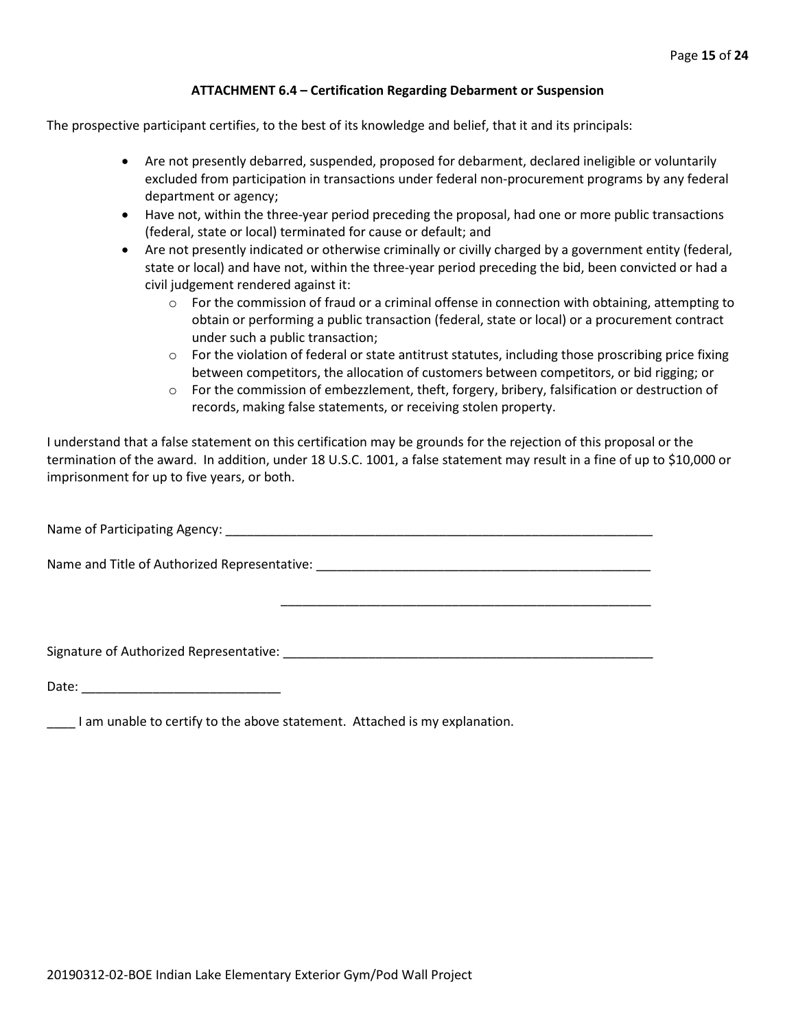### ATTACHMENT 6.4 – Certification Regarding Debarment or Suspension

The prospective participant certifies, to the best of its knowledge and belief, that it and its principals:

- Are not presently debarred, suspended, proposed for debarment, declared ineligible or voluntarily excluded from participation in transactions under federal non-procurement programs by any federal department or agency;
- Have not, within the three-year period preceding the proposal, had one or more public transactions (federal, state or local) terminated for cause or default; and
- Are not presently indicated or otherwise criminally or civilly charged by a government entity (federal, state or local) and have not, within the three-year period preceding the bid, been convicted or had a civil judgement rendered against it:
  - For the commission of fraud or a criminal offense in connection with obtaining, attempting to obtain or performing a public transaction (federal, state or local) or a procurement contract under such a public transaction;
  - For the violation of federal or state antitrust statutes, including those proscribing price fixing between competitors, the allocation of customers between competitors, or bid rigging; or
  - For the commission of embezzlement, theft, forgery, bribery, falsification or destruction of records, making false statements, or receiving stolen property.

I understand that a false statement on this certification may be grounds for the rejection of this proposal or the termination of the award. In addition, under 18 U.S.C. 1001, a false statement may result in a fine of up to $10,000 or imprisonment for up to five years, or both.

Name of Participating Agency: ________________________________________________________________

Name and Title of Authorized Representative: ___________________________________________________

_____________________________________________________

Signature of Authorized Representative: ______________________________________________________

Date: ____________________________

____ I am unable to certify to the above statement. Attached is my explanation.

20190312-02-BOE Indian Lake Elementary Exterior Gym/Pod Wall Project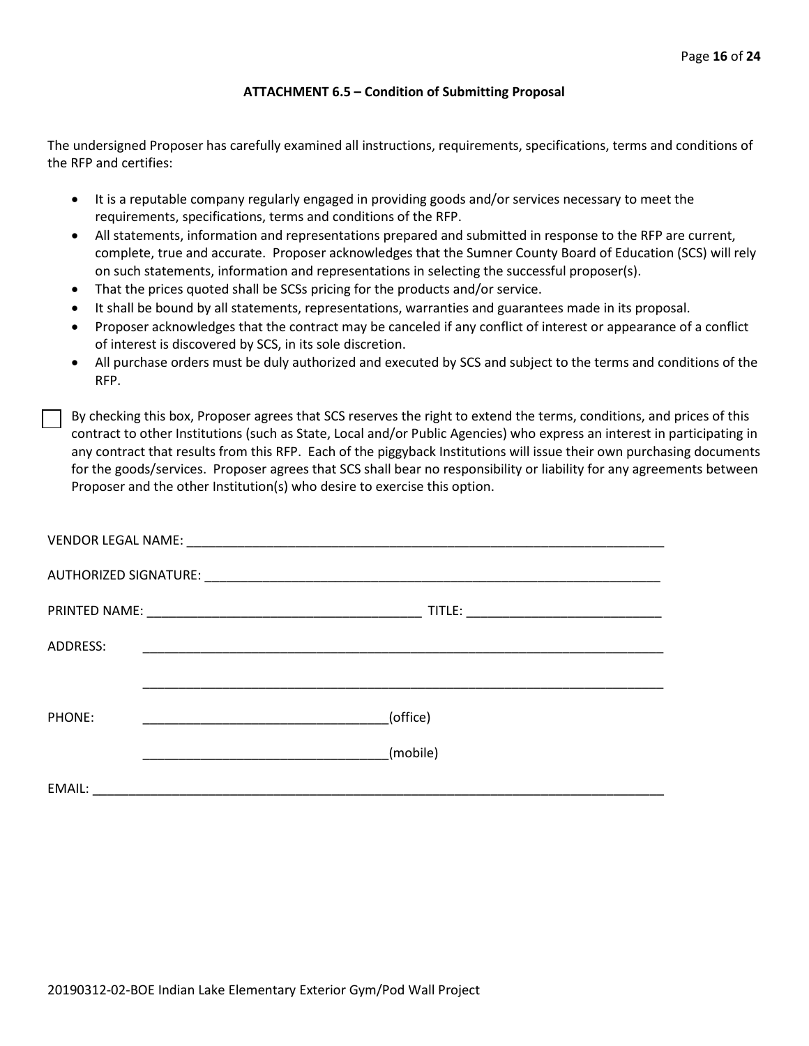### ATTACHMENT 6.5 – Condition of Submitting Proposal

The undersigned Proposer has carefully examined all instructions, requirements, specifications, terms and conditions of the RFP and certifies:

- It is a reputable company regularly engaged in providing goods and/or services necessary to meet the requirements, specifications, terms and conditions of the RFP.
- All statements, information and representations prepared and submitted in response to the RFP are current, complete, true and accurate. Proposer acknowledges that the Sumner County Board of Education (SCS) will rely on such statements, information and representations in selecting the successful proposer(s).
- That the prices quoted shall be SCSs pricing for the products and/or service.
- It shall be bound by all statements, representations, warranties and guarantees made in its proposal.
- Proposer acknowledges that the contract may be canceled if any conflict of interest or appearance of a conflict of interest is discovered by SCS, in its sole discretion.
- All purchase orders must be duly authorized and executed by SCS and subject to the terms and conditions of the RFP.

☐ By checking this box, Proposer agrees that SCS reserves the right to extend the terms, conditions, and prices of this contract to other Institutions (such as State, Local and/or Public Agencies) who express an interest in participating in any contract that results from this RFP. Each of the piggyback Institutions will issue their own purchasing documents for the goods/services. Proposer agrees that SCS shall bear no responsibility or liability for any agreements between Proposer and the other Institution(s) who desire to exercise this option.

VENDOR LEGAL NAME: ____________________________________________________________________

AUTHORIZED SIGNATURE: _________________________________________________________________

PRINTED NAME: _______________________________________ TITLE: ___________________________

ADDRESS: ______________________________________________________________________________

______________________________________________________________________________

PHONE: __________________________________(office)

__________________________________(mobile)

EMAIL: ________________________________________________________________________________

20190312-02-BOE Indian Lake Elementary Exterior Gym/Pod Wall Project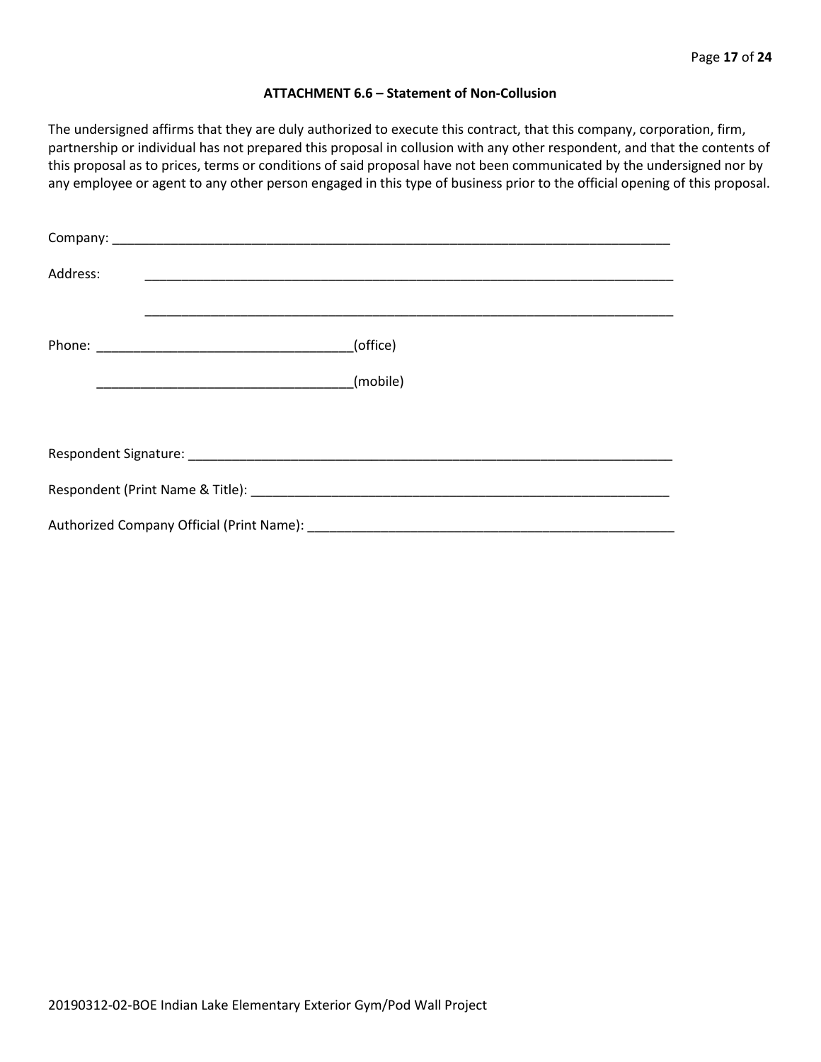### ATTACHMENT 6.6 – Statement of Non-Collusion

The undersigned affirms that they are duly authorized to execute this contract, that this company, corporation, firm, partnership or individual has not prepared this proposal in collusion with any other respondent, and that the contents of this proposal as to prices, terms or conditions of said proposal have not been communicated by the undersigned nor by any employee or agent to any other person engaged in this type of business prior to the official opening of this proposal.

Company: ______________________________________________________________________________

Address: ______________________________________________________________________________

______________________________________________________________________________

Phone: ___________________________________(office)

___________________________________(mobile)

Respondent Signature: ____________________________________________________________________

Respondent (Print Name & Title): ___________________________________________________________

Authorized Company Official (Print Name): ___________________________________________________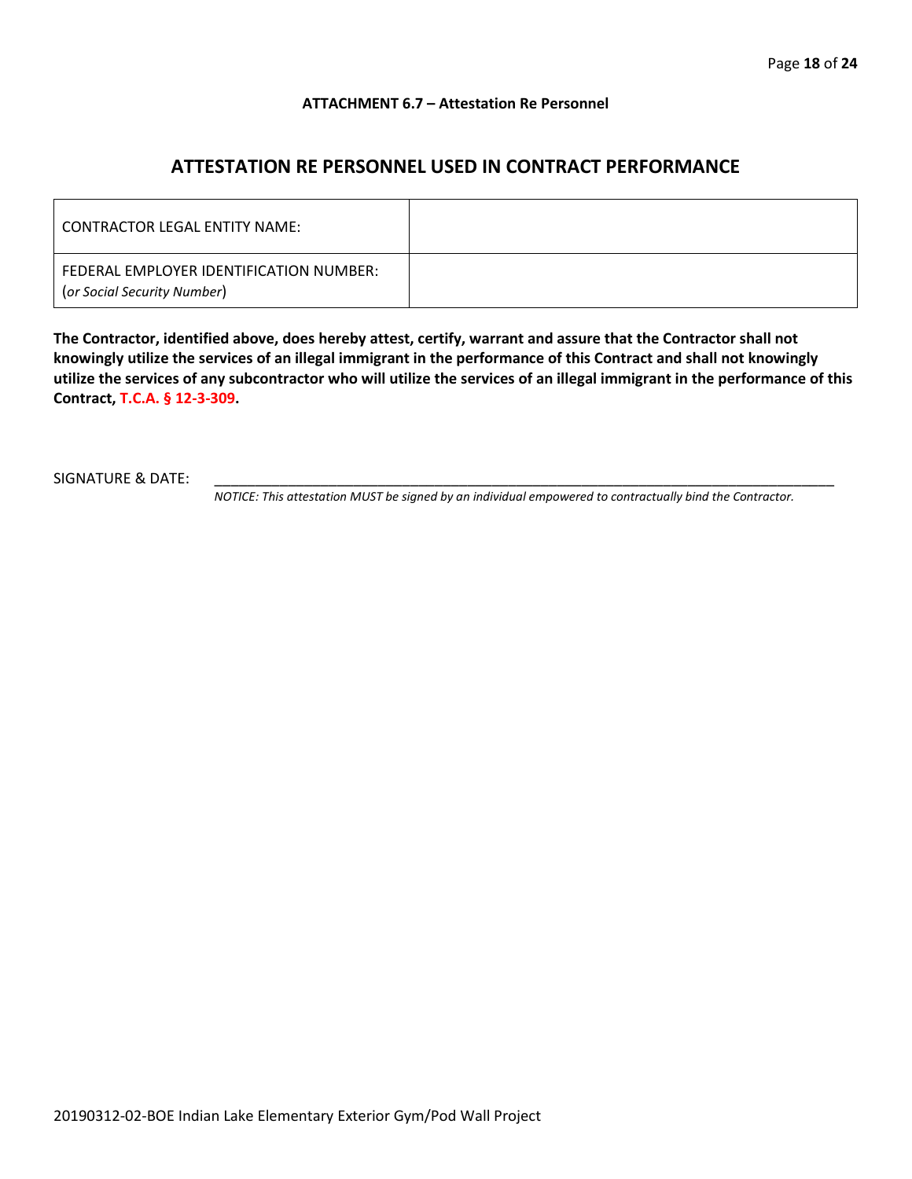**ATTACHMENT 6.7 – Attestation Re Personnel**

## ATTESTATION RE PERSONNEL USED IN CONTRACT PERFORMANCE

| CONTRACTOR LEGAL ENTITY NAME: | |
|---|---|
| FEDERAL EMPLOYER IDENTIFICATION NUMBER: (*or Social Security Number*) | |

**The Contractor, identified above, does hereby attest, certify, warrant and assure that the Contractor shall not knowingly utilize the services of an illegal immigrant in the performance of this Contract and shall not knowingly utilize the services of any subcontractor who will utilize the services of an illegal immigrant in the performance of this Contract, T.C.A. § 12-3-309.**

SIGNATURE & DATE: ______________________________________________________________

*NOTICE: This attestation MUST be signed by an individual empowered to contractually bind the Contractor.*

20190312-02-BOE Indian Lake Elementary Exterior Gym/Pod Wall Project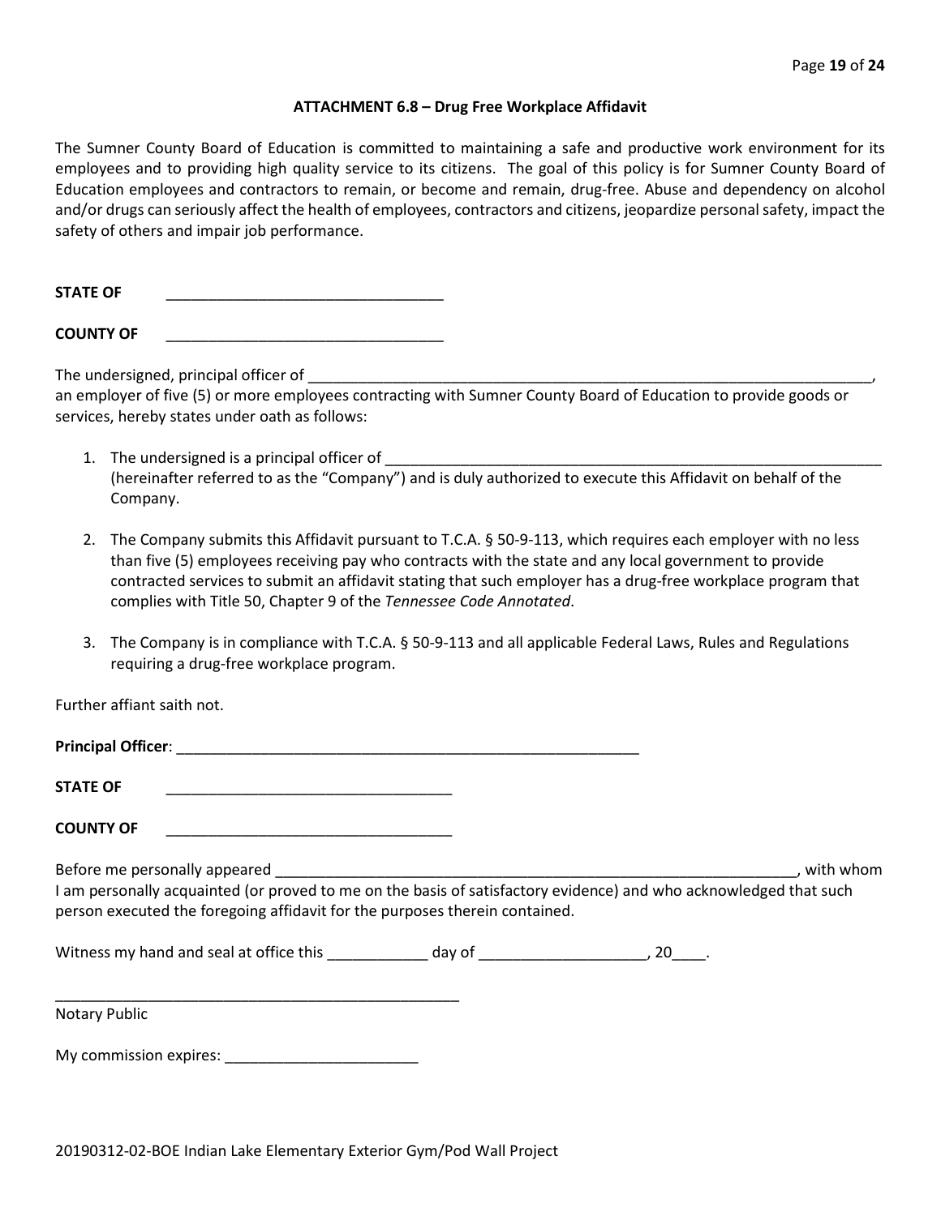## ATTACHMENT 6.8 – Drug Free Workplace Affidavit

The Sumner County Board of Education is committed to maintaining a safe and productive work environment for its employees and to providing high quality service to its citizens. The goal of this policy is for Sumner County Board of Education employees and contractors to remain, or become and remain, drug-free. Abuse and dependency on alcohol and/or drugs can seriously affect the health of employees, contractors and citizens, jeopardize personal safety, impact the safety of others and impair job performance.

**STATE OF** ________________________________

**COUNTY OF** ________________________________

The undersigned, principal officer of ______________________________________________________________________, an employer of five (5) or more employees contracting with Sumner County Board of Education to provide goods or services, hereby states under oath as follows:

1. The undersigned is a principal officer of ____________________________________________________________ (hereinafter referred to as the "Company") and is duly authorized to execute this Affidavit on behalf of the Company.

2. The Company submits this Affidavit pursuant to T.C.A. § 50-9-113, which requires each employer with no less than five (5) employees receiving pay who contracts with the state and any local government to provide contracted services to submit an affidavit stating that such employer has a drug-free workplace program that complies with Title 50, Chapter 9 of the *Tennessee Code Annotated*.

3. The Company is in compliance with T.C.A. § 50-9-113 and all applicable Federal Laws, Rules and Regulations requiring a drug-free workplace program.

Further affiant saith not.

**Principal Officer**: ______________________________________________________

**STATE OF** __________________________________

**COUNTY OF** __________________________________

Before me personally appeared _________________________________________________________________, with whom I am personally acquainted (or proved to me on the basis of satisfactory evidence) and who acknowledged that such person executed the foregoing affidavit for the purposes therein contained.

Witness my hand and seal at office this ____________ day of ____________________, 20____.

__________________________________________________
Notary Public

My commission expires: _______________________

20190312-02-BOE Indian Lake Elementary Exterior Gym/Pod Wall Project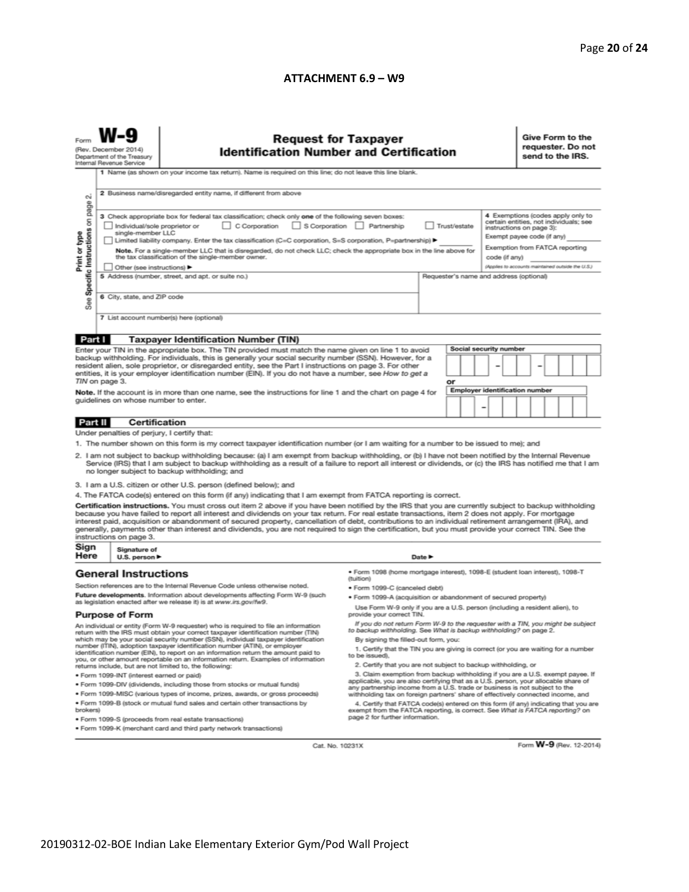## ATTACHMENT 6.9 – W9

Form **W-9**
(Rev. December 2014)
Department of the Treasury
Internal Revenue Service

# Request for Taxpayer Identification Number and Certification

**Give Form to the requester. Do not send to the IRS.**

Print or type
See Specific Instructions on page 2.

1 Name (as shown on your income tax return). Name is required on this line; do not leave this line blank.

2 Business name/disregarded entity name, if different from above

3 Check appropriate box for federal tax classification; check only **one** of the following seven boxes:

☐ Individual/sole proprietor or single-member LLC ☐ C Corporation ☐ S Corporation ☐ Partnership ☐ Trust/estate

☐ Limited liability company. Enter the tax classification (C=C corporation, S=S corporation, P=partnership) ► ________

**Note.** For a single-member LLC that is disregarded, do not check LLC; check the appropriate box in the line above for the tax classification of the single-member owner.

☐ Other (see instructions) ►

4 Exemptions (codes apply only to certain entities, not individuals; see instructions on page 3):

Exempt payee code (if any) ________

Exemption from FATCA reporting code (if any) ________

(Applies to accounts maintained outside the U.S.)

5 Address (number, street, and apt. or suite no.)

Requester's name and address (optional)

6 City, state, and ZIP code

7 List account number(s) here (optional)

**Part I Taxpayer Identification Number (TIN)**

Enter your TIN in the appropriate box. The TIN provided must match the name given on line 1 to avoid backup withholding. For individuals, this is generally your social security number (SSN). However, for a resident alien, sole proprietor, or disregarded entity, see the Part I instructions on page 3. For other entities, it is your employer identification number (EIN). If you do not have a number, see *How to get a TIN* on page 3.

**Note.** If the account is in more than one name, see the instructions for line 1 and the chart on page 4 for guidelines on whose number to enter.

**Social security number**

[ ][ ][ ] – [ ][ ] – [ ][ ][ ][ ]

**or**

**Employer identification number**

[ ][ ] – [ ][ ][ ][ ][ ][ ][ ]

**Part II Certification**

Under penalties of perjury, I certify that:

1. The number shown on this form is my correct taxpayer identification number (or I am waiting for a number to be issued to me); and
2. I am not subject to backup withholding because: (a) I am exempt from backup withholding, or (b) I have not been notified by the Internal Revenue Service (IRS) that I am subject to backup withholding as a result of a failure to report all interest or dividends, or (c) the IRS has notified me that I am no longer subject to backup withholding; and
3. I am a U.S. citizen or other U.S. person (defined below); and
4. The FATCA code(s) entered on this form (if any) indicating that I am exempt from FATCA reporting is correct.

**Certification instructions.** You must cross out item 2 above if you have been notified by the IRS that you are currently subject to backup withholding because you have failed to report all interest and dividends on your tax return. For real estate transactions, item 2 does not apply. For mortgage interest paid, acquisition or abandonment of secured property, cancellation of debt, contributions to an individual retirement arrangement (IRA), and generally, payments other than interest and dividends, you are not required to sign the certification, but you must provide your correct TIN. See the instructions on page 3.

**Sign Here** Signature of U.S. person ► Date ►

## General Instructions

Section references are to the Internal Revenue Code unless otherwise noted.

**Future developments.** Information about developments affecting Form W-9 (such as legislation enacted after we release it) is at *www.irs.gov/fw9*.

### Purpose of Form

An individual or entity (Form W-9 requester) who is required to file an information return with the IRS must obtain your correct taxpayer identification number (TIN) which may be your social security number (SSN), individual taxpayer identification number (ITIN), adoption taxpayer identification number (ATIN), or employer identification number (EIN), to report on an information return the amount paid to you, or other amount reportable on an information return. Examples of information returns include, but are not limited to, the following:

- Form 1099-INT (interest earned or paid)
- Form 1099-DIV (dividends, including those from stocks or mutual funds)
- Form 1099-MISC (various types of income, prizes, awards, or gross proceeds)
- Form 1099-B (stock or mutual fund sales and certain other transactions by brokers)
- Form 1099-S (proceeds from real estate transactions)
- Form 1099-K (merchant card and third party network transactions)
- Form 1098 (home mortgage interest), 1098-E (student loan interest), 1098-T (tuition)
- Form 1099-C (canceled debt)
- Form 1099-A (acquisition or abandonment of secured property)

Use Form W-9 only if you are a U.S. person (including a resident alien), to provide your correct TIN.

*If you do not return Form W-9 to the requester with a TIN, you might be subject to backup withholding. See What is backup withholding? on page 2.*

By signing the filled-out form, you:

1. Certify that the TIN you are giving is correct (or you are waiting for a number to be issued),
2. Certify that you are not subject to backup withholding, or
3. Claim exemption from backup withholding if you are a U.S. exempt payee. If applicable, you are also certifying that as a U.S. person, your allocable share of any partnership income from a U.S. trade or business is not subject to the withholding tax on foreign partners' share of effectively connected income, and
4. Certify that FATCA code(s) entered on this form (if any) indicating that you are exempt from the FATCA reporting, is correct. See *What is FATCA reporting?* on page 2 for further information.

Cat. No. 10231X

Form **W-9** (Rev. 12-2014)

20190312-02-BOE Indian Lake Elementary Exterior Gym/Pod Wall Project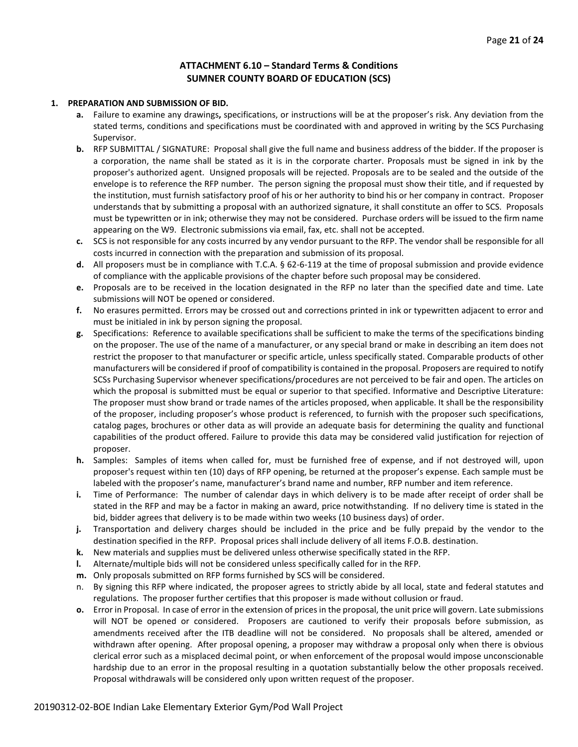## ATTACHMENT 6.10 – Standard Terms & Conditions
## SUMNER COUNTY BOARD OF EDUCATION (SCS)

**1. PREPARATION AND SUBMISSION OF BID.**

- **a.** Failure to examine any drawings**,** specifications, or instructions will be at the proposer's risk. Any deviation from the stated terms, conditions and specifications must be coordinated with and approved in writing by the SCS Purchasing Supervisor.
- **b.** RFP SUBMITTAL / SIGNATURE: Proposal shall give the full name and business address of the bidder. If the proposer is a corporation, the name shall be stated as it is in the corporate charter. Proposals must be signed in ink by the proposer's authorized agent. Unsigned proposals will be rejected. Proposals are to be sealed and the outside of the envelope is to reference the RFP number. The person signing the proposal must show their title, and if requested by the institution, must furnish satisfactory proof of his or her authority to bind his or her company in contract. Proposer understands that by submitting a proposal with an authorized signature, it shall constitute an offer to SCS. Proposals must be typewritten or in ink; otherwise they may not be considered. Purchase orders will be issued to the firm name appearing on the W9. Electronic submissions via email, fax, etc. shall not be accepted.
- **c.** SCS is not responsible for any costs incurred by any vendor pursuant to the RFP. The vendor shall be responsible for all costs incurred in connection with the preparation and submission of its proposal.
- **d.** All proposers must be in compliance with T.C.A. § 62-6-119 at the time of proposal submission and provide evidence of compliance with the applicable provisions of the chapter before such proposal may be considered.
- **e.** Proposals are to be received in the location designated in the RFP no later than the specified date and time. Late submissions will NOT be opened or considered.
- **f.** No erasures permitted. Errors may be crossed out and corrections printed in ink or typewritten adjacent to error and must be initialed in ink by person signing the proposal.
- **g.** Specifications: Reference to available specifications shall be sufficient to make the terms of the specifications binding on the proposer. The use of the name of a manufacturer, or any special brand or make in describing an item does not restrict the proposer to that manufacturer or specific article, unless specifically stated. Comparable products of other manufacturers will be considered if proof of compatibility is contained in the proposal. Proposers are required to notify SCSs Purchasing Supervisor whenever specifications/procedures are not perceived to be fair and open. The articles on which the proposal is submitted must be equal or superior to that specified. Informative and Descriptive Literature: The proposer must show brand or trade names of the articles proposed, when applicable. It shall be the responsibility of the proposer, including proposer's whose product is referenced, to furnish with the proposer such specifications, catalog pages, brochures or other data as will provide an adequate basis for determining the quality and functional capabilities of the product offered. Failure to provide this data may be considered valid justification for rejection of proposer.
- **h.** Samples: Samples of items when called for, must be furnished free of expense, and if not destroyed will, upon proposer's request within ten (10) days of RFP opening, be returned at the proposer's expense. Each sample must be labeled with the proposer's name, manufacturer's brand name and number, RFP number and item reference.
- **i.** Time of Performance: The number of calendar days in which delivery is to be made after receipt of order shall be stated in the RFP and may be a factor in making an award, price notwithstanding. If no delivery time is stated in the bid, bidder agrees that delivery is to be made within two weeks (10 business days) of order.
- **j.** Transportation and delivery charges should be included in the price and be fully prepaid by the vendor to the destination specified in the RFP. Proposal prices shall include delivery of all items F.O.B. destination.
- **k.** New materials and supplies must be delivered unless otherwise specifically stated in the RFP.
- **l.** Alternate/multiple bids will not be considered unless specifically called for in the RFP.
- **m.** Only proposals submitted on RFP forms furnished by SCS will be considered.
- n. By signing this RFP where indicated, the proposer agrees to strictly abide by all local, state and federal statutes and regulations. The proposer further certifies that this proposer is made without collusion or fraud.
- **o.** Error in Proposal. In case of error in the extension of prices in the proposal, the unit price will govern. Late submissions will NOT be opened or considered. Proposers are cautioned to verify their proposals before submission, as amendments received after the ITB deadline will not be considered. No proposals shall be altered, amended or withdrawn after opening. After proposal opening, a proposer may withdraw a proposal only when there is obvious clerical error such as a misplaced decimal point, or when enforcement of the proposal would impose unconscionable hardship due to an error in the proposal resulting in a quotation substantially below the other proposals received. Proposal withdrawals will be considered only upon written request of the proposer.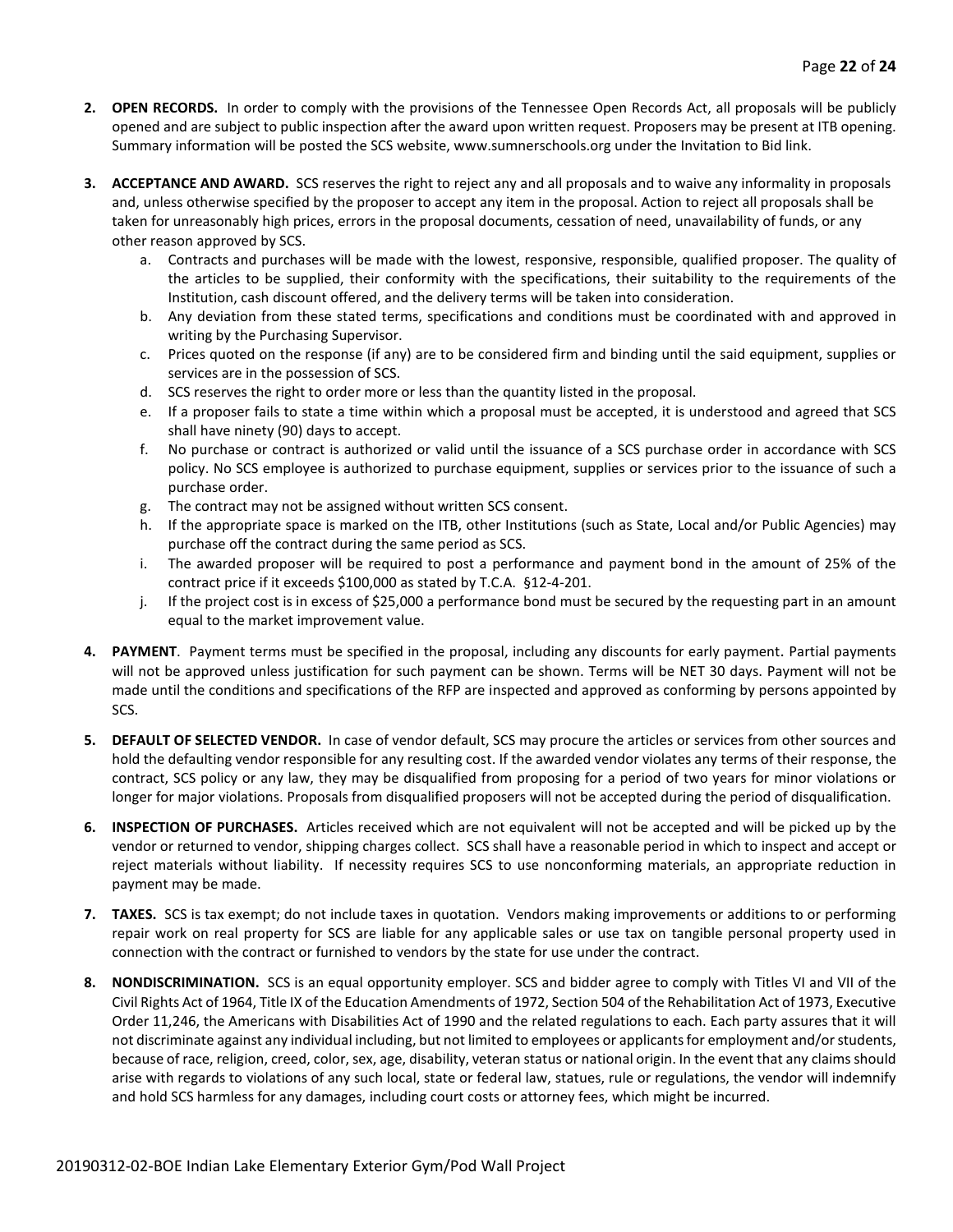2. **OPEN RECORDS.** In order to comply with the provisions of the Tennessee Open Records Act, all proposals will be publicly opened and are subject to public inspection after the award upon written request. Proposers may be present at ITB opening. Summary information will be posted the SCS website, www.sumnerschools.org under the Invitation to Bid link.

3. **ACCEPTANCE AND AWARD.** SCS reserves the right to reject any and all proposals and to waive any informality in proposals and, unless otherwise specified by the proposer to accept any item in the proposal. Action to reject all proposals shall be taken for unreasonably high prices, errors in the proposal documents, cessation of need, unavailability of funds, or any other reason approved by SCS.
   a. Contracts and purchases will be made with the lowest, responsive, responsible, qualified proposer. The quality of the articles to be supplied, their conformity with the specifications, their suitability to the requirements of the Institution, cash discount offered, and the delivery terms will be taken into consideration.
   b. Any deviation from these stated terms, specifications and conditions must be coordinated with and approved in writing by the Purchasing Supervisor.
   c. Prices quoted on the response (if any) are to be considered firm and binding until the said equipment, supplies or services are in the possession of SCS.
   d. SCS reserves the right to order more or less than the quantity listed in the proposal.
   e. If a proposer fails to state a time within which a proposal must be accepted, it is understood and agreed that SCS shall have ninety (90) days to accept.
   f. No purchase or contract is authorized or valid until the issuance of a SCS purchase order in accordance with SCS policy. No SCS employee is authorized to purchase equipment, supplies or services prior to the issuance of such a purchase order.
   g. The contract may not be assigned without written SCS consent.
   h. If the appropriate space is marked on the ITB, other Institutions (such as State, Local and/or Public Agencies) may purchase off the contract during the same period as SCS.
   i. The awarded proposer will be required to post a performance and payment bond in the amount of 25% of the contract price if it exceeds $100,000 as stated by T.C.A. §12-4-201.
   j. If the project cost is in excess of $25,000 a performance bond must be secured by the requesting part in an amount equal to the market improvement value.

4. **PAYMENT**. Payment terms must be specified in the proposal, including any discounts for early payment. Partial payments will not be approved unless justification for such payment can be shown. Terms will be NET 30 days. Payment will not be made until the conditions and specifications of the RFP are inspected and approved as conforming by persons appointed by SCS.

5. **DEFAULT OF SELECTED VENDOR.** In case of vendor default, SCS may procure the articles or services from other sources and hold the defaulting vendor responsible for any resulting cost. If the awarded vendor violates any terms of their response, the contract, SCS policy or any law, they may be disqualified from proposing for a period of two years for minor violations or longer for major violations. Proposals from disqualified proposers will not be accepted during the period of disqualification.

6. **INSPECTION OF PURCHASES.** Articles received which are not equivalent will not be accepted and will be picked up by the vendor or returned to vendor, shipping charges collect. SCS shall have a reasonable period in which to inspect and accept or reject materials without liability. If necessity requires SCS to use nonconforming materials, an appropriate reduction in payment may be made.

7. **TAXES.** SCS is tax exempt; do not include taxes in quotation. Vendors making improvements or additions to or performing repair work on real property for SCS are liable for any applicable sales or use tax on tangible personal property used in connection with the contract or furnished to vendors by the state for use under the contract.

8. **NONDISCRIMINATION.** SCS is an equal opportunity employer. SCS and bidder agree to comply with Titles VI and VII of the Civil Rights Act of 1964, Title IX of the Education Amendments of 1972, Section 504 of the Rehabilitation Act of 1973, Executive Order 11,246, the Americans with Disabilities Act of 1990 and the related regulations to each. Each party assures that it will not discriminate against any individual including, but not limited to employees or applicants for employment and/or students, because of race, religion, creed, color, sex, age, disability, veteran status or national origin. In the event that any claims should arise with regards to violations of any such local, state or federal law, statues, rule or regulations, the vendor will indemnify and hold SCS harmless for any damages, including court costs or attorney fees, which might be incurred.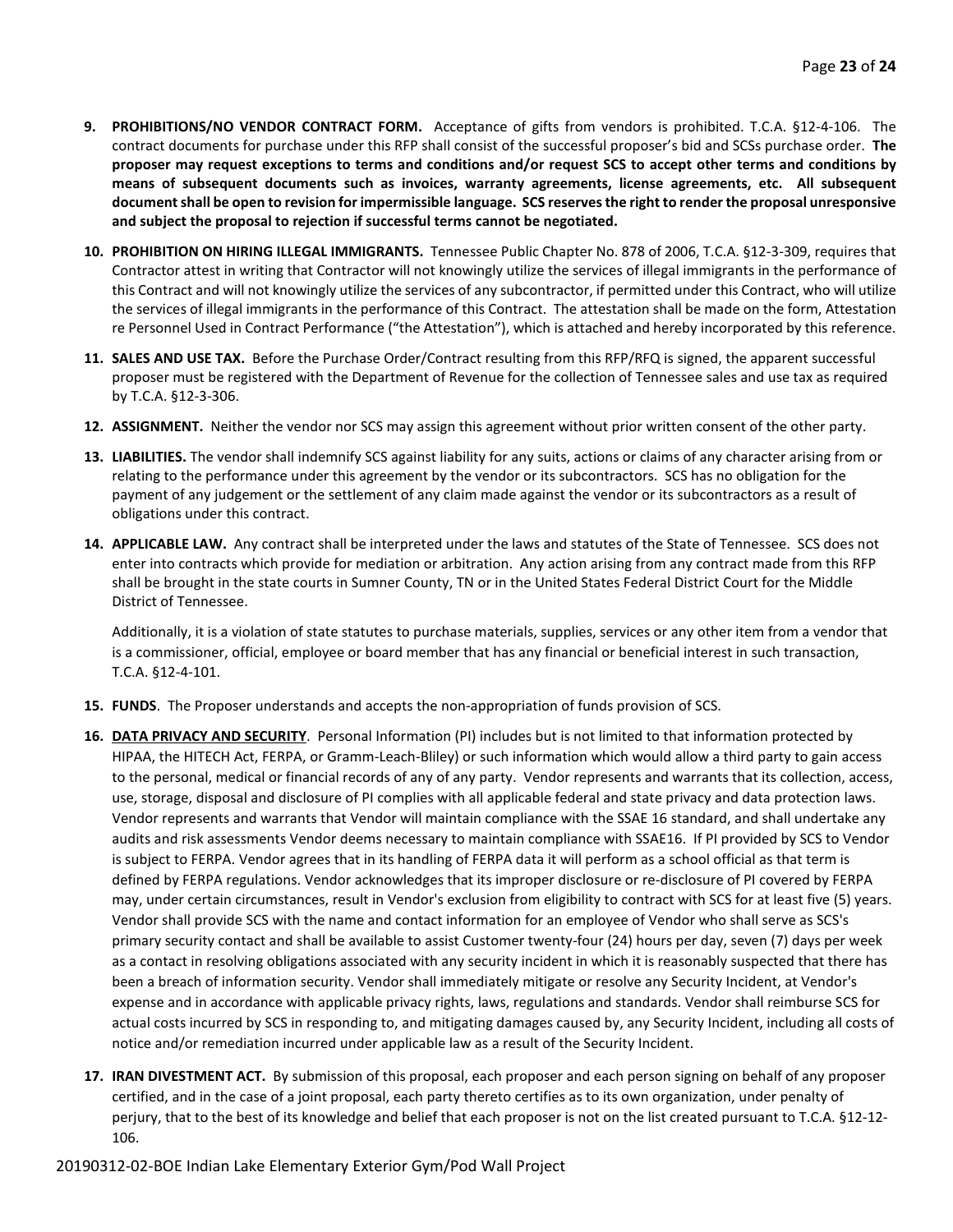9. **PROHIBITIONS/NO VENDOR CONTRACT FORM.** Acceptance of gifts from vendors is prohibited. T.C.A. §12-4-106. The contract documents for purchase under this RFP shall consist of the successful proposer's bid and SCSs purchase order. **The proposer may request exceptions to terms and conditions and/or request SCS to accept other terms and conditions by means of subsequent documents such as invoices, warranty agreements, license agreements, etc. All subsequent document shall be open to revision for impermissible language. SCS reserves the right to render the proposal unresponsive and subject the proposal to rejection if successful terms cannot be negotiated.**

10. **PROHIBITION ON HIRING ILLEGAL IMMIGRANTS.** Tennessee Public Chapter No. 878 of 2006, T.C.A. §12-3-309, requires that Contractor attest in writing that Contractor will not knowingly utilize the services of illegal immigrants in the performance of this Contract and will not knowingly utilize the services of any subcontractor, if permitted under this Contract, who will utilize the services of illegal immigrants in the performance of this Contract. The attestation shall be made on the form, Attestation re Personnel Used in Contract Performance ("the Attestation"), which is attached and hereby incorporated by this reference.

11. **SALES AND USE TAX.** Before the Purchase Order/Contract resulting from this RFP/RFQ is signed, the apparent successful proposer must be registered with the Department of Revenue for the collection of Tennessee sales and use tax as required by T.C.A. §12-3-306.

12. **ASSIGNMENT.** Neither the vendor nor SCS may assign this agreement without prior written consent of the other party.

13. **LIABILITIES.** The vendor shall indemnify SCS against liability for any suits, actions or claims of any character arising from or relating to the performance under this agreement by the vendor or its subcontractors. SCS has no obligation for the payment of any judgement or the settlement of any claim made against the vendor or its subcontractors as a result of obligations under this contract.

14. **APPLICABLE LAW.** Any contract shall be interpreted under the laws and statutes of the State of Tennessee. SCS does not enter into contracts which provide for mediation or arbitration. Any action arising from any contract made from this RFP shall be brought in the state courts in Sumner County, TN or in the United States Federal District Court for the Middle District of Tennessee.

    Additionally, it is a violation of state statutes to purchase materials, supplies, services or any other item from a vendor that is a commissioner, official, employee or board member that has any financial or beneficial interest in such transaction, T.C.A. §12-4-101.

15. **FUNDS**. The Proposer understands and accepts the non-appropriation of funds provision of SCS.

16. **DATA PRIVACY AND SECURITY**. Personal Information (PI) includes but is not limited to that information protected by HIPAA, the HITECH Act, FERPA, or Gramm-Leach-Bliley) or such information which would allow a third party to gain access to the personal, medical or financial records of any of any party. Vendor represents and warrants that its collection, access, use, storage, disposal and disclosure of PI complies with all applicable federal and state privacy and data protection laws. Vendor represents and warrants that Vendor will maintain compliance with the SSAE 16 standard, and shall undertake any audits and risk assessments Vendor deems necessary to maintain compliance with SSAE16. If PI provided by SCS to Vendor is subject to FERPA. Vendor agrees that in its handling of FERPA data it will perform as a school official as that term is defined by FERPA regulations. Vendor acknowledges that its improper disclosure or re-disclosure of PI covered by FERPA may, under certain circumstances, result in Vendor's exclusion from eligibility to contract with SCS for at least five (5) years. Vendor shall provide SCS with the name and contact information for an employee of Vendor who shall serve as SCS's primary security contact and shall be available to assist Customer twenty-four (24) hours per day, seven (7) days per week as a contact in resolving obligations associated with any security incident in which it is reasonably suspected that there has been a breach of information security. Vendor shall immediately mitigate or resolve any Security Incident, at Vendor's expense and in accordance with applicable privacy rights, laws, regulations and standards. Vendor shall reimburse SCS for actual costs incurred by SCS in responding to, and mitigating damages caused by, any Security Incident, including all costs of notice and/or remediation incurred under applicable law as a result of the Security Incident.

17. **IRAN DIVESTMENT ACT.** By submission of this proposal, each proposer and each person signing on behalf of any proposer certified, and in the case of a joint proposal, each party thereto certifies as to its own organization, under penalty of perjury, that to the best of its knowledge and belief that each proposer is not on the list created pursuant to T.C.A. §12-12-106.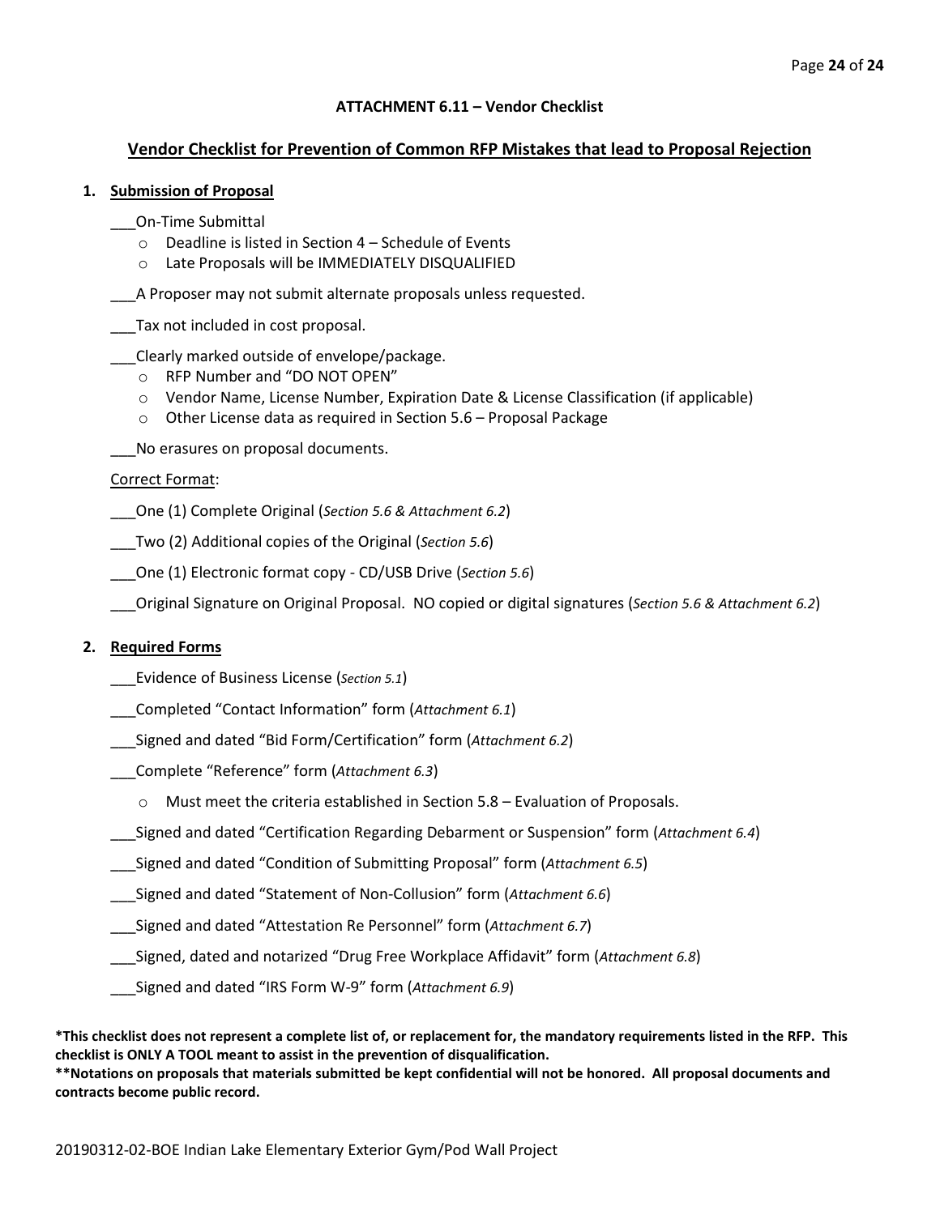**ATTACHMENT 6.11 – Vendor Checklist**

## Vendor Checklist for Prevention of Common RFP Mistakes that lead to Proposal Rejection

1. **Submission of Proposal**

___On-Time Submittal
- Deadline is listed in Section 4 – Schedule of Events
- Late Proposals will be IMMEDIATELY DISQUALIFIED

___A Proposer may not submit alternate proposals unless requested.

___Tax not included in cost proposal.

___Clearly marked outside of envelope/package.
- RFP Number and "DO NOT OPEN"
- Vendor Name, License Number, Expiration Date & License Classification (if applicable)
- Other License data as required in Section 5.6 – Proposal Package

___No erasures on proposal documents.

Correct Format:

___One (1) Complete Original (*Section 5.6 & Attachment 6.2*)

___Two (2) Additional copies of the Original (*Section 5.6*)

___One (1) Electronic format copy - CD/USB Drive (*Section 5.6*)

___Original Signature on Original Proposal. NO copied or digital signatures (*Section 5.6 & Attachment 6.2*)

2. **Required Forms**

___Evidence of Business License (*Section 5.1*)

___Completed "Contact Information" form (*Attachment 6.1*)

___Signed and dated "Bid Form/Certification" form (*Attachment 6.2*)

___Complete "Reference" form (*Attachment 6.3*)
- Must meet the criteria established in Section 5.8 – Evaluation of Proposals.

___Signed and dated "Certification Regarding Debarment or Suspension" form (*Attachment 6.4*)

___Signed and dated "Condition of Submitting Proposal" form (*Attachment 6.5*)

___Signed and dated "Statement of Non-Collusion" form (*Attachment 6.6*)

___Signed and dated "Attestation Re Personnel" form (*Attachment 6.7*)

___Signed, dated and notarized "Drug Free Workplace Affidavit" form (*Attachment 6.8*)

___Signed and dated "IRS Form W-9" form (*Attachment 6.9*)

**\*This checklist does not represent a complete list of, or replacement for, the mandatory requirements listed in the RFP. This checklist is ONLY A TOOL meant to assist in the prevention of disqualification.**
**\*\*Notations on proposals that materials submitted be kept confidential will not be honored. All proposal documents and contracts become public record.**

20190312-02-BOE Indian Lake Elementary Exterior Gym/Pod Wall Project